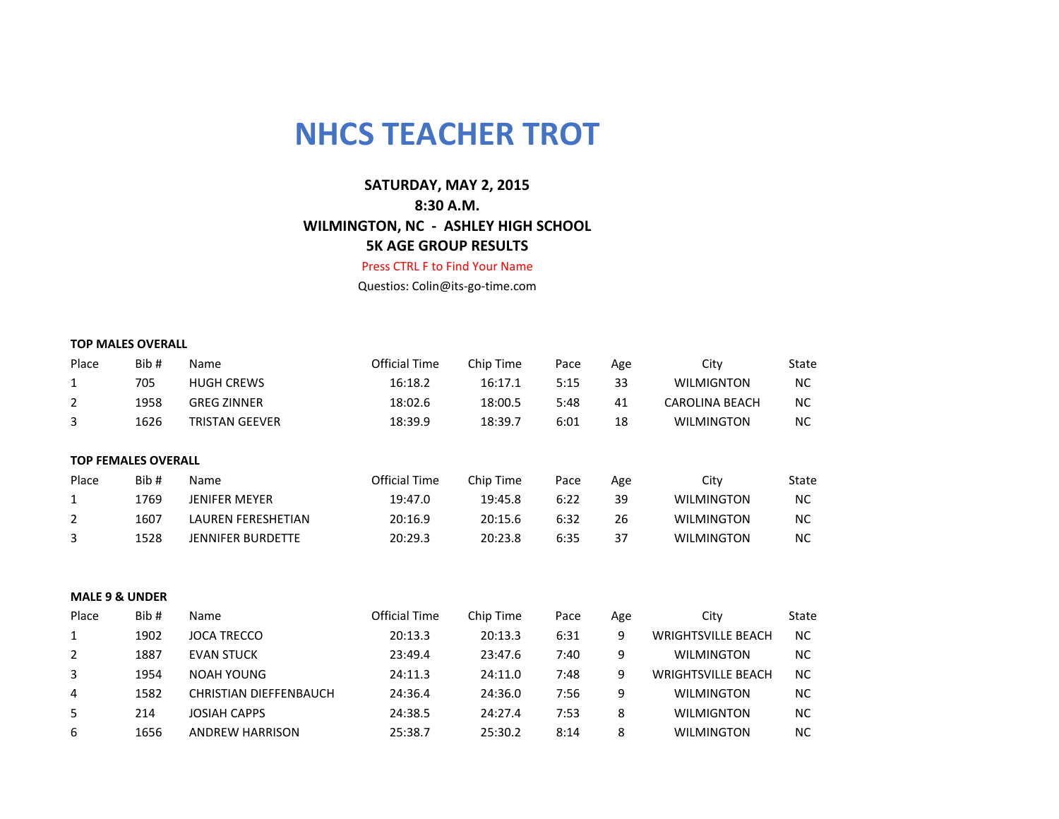# NHCS TEACHER TROT

**SATURDAY, MAY 2, 2015**
**8:30 A.M.**
**WILMINGTON, NC - ASHLEY HIGH SCHOOL**
**5K AGE GROUP RESULTS**

Press CTRL F to Find Your Name

Questios: Colin@its-go-time.com

**TOP MALES OVERALL**

| Place | Bib # | Name | Official Time | Chip Time | Pace | Age | City | State |
|---|---|---|---|---|---|---|---|---|
| 1 | 705 | HUGH CREWS | 16:18.2 | 16:17.1 | 5:15 | 33 | WILMIGNTON | NC |
| 2 | 1958 | GREG ZINNER | 18:02.6 | 18:00.5 | 5:48 | 41 | CAROLINA BEACH | NC |
| 3 | 1626 | TRISTAN GEEVER | 18:39.9 | 18:39.7 | 6:01 | 18 | WILMINGTON | NC |

**TOP FEMALES OVERALL**

| Place | Bib # | Name | Official Time | Chip Time | Pace | Age | City | State |
|---|---|---|---|---|---|---|---|---|
| 1 | 1769 | JENIFER MEYER | 19:47.0 | 19:45.8 | 6:22 | 39 | WILMINGTON | NC |
| 2 | 1607 | LAUREN FERESHETIAN | 20:16.9 | 20:15.6 | 6:32 | 26 | WILMINGTON | NC |
| 3 | 1528 | JENNIFER BURDETTE | 20:29.3 | 20:23.8 | 6:35 | 37 | WILMINGTON | NC |

**MALE 9 & UNDER**

| Place | Bib # | Name | Official Time | Chip Time | Pace | Age | City | State |
|---|---|---|---|---|---|---|---|---|
| 1 | 1902 | JOCA TRECCO | 20:13.3 | 20:13.3 | 6:31 | 9 | WRIGHTSVILLE BEACH | NC |
| 2 | 1887 | EVAN STUCK | 23:49.4 | 23:47.6 | 7:40 | 9 | WILMINGTON | NC |
| 3 | 1954 | NOAH YOUNG | 24:11.3 | 24:11.0 | 7:48 | 9 | WRIGHTSVILLE BEACH | NC |
| 4 | 1582 | CHRISTIAN DIEFFENBAUCH | 24:36.4 | 24:36.0 | 7:56 | 9 | WILMINGTON | NC |
| 5 | 214 | JOSIAH CAPPS | 24:38.5 | 24:27.4 | 7:53 | 8 | WILMIGNTON | NC |
| 6 | 1656 | ANDREW HARRISON | 25:38.7 | 25:30.2 | 8:14 | 8 | WILMINGTON | NC |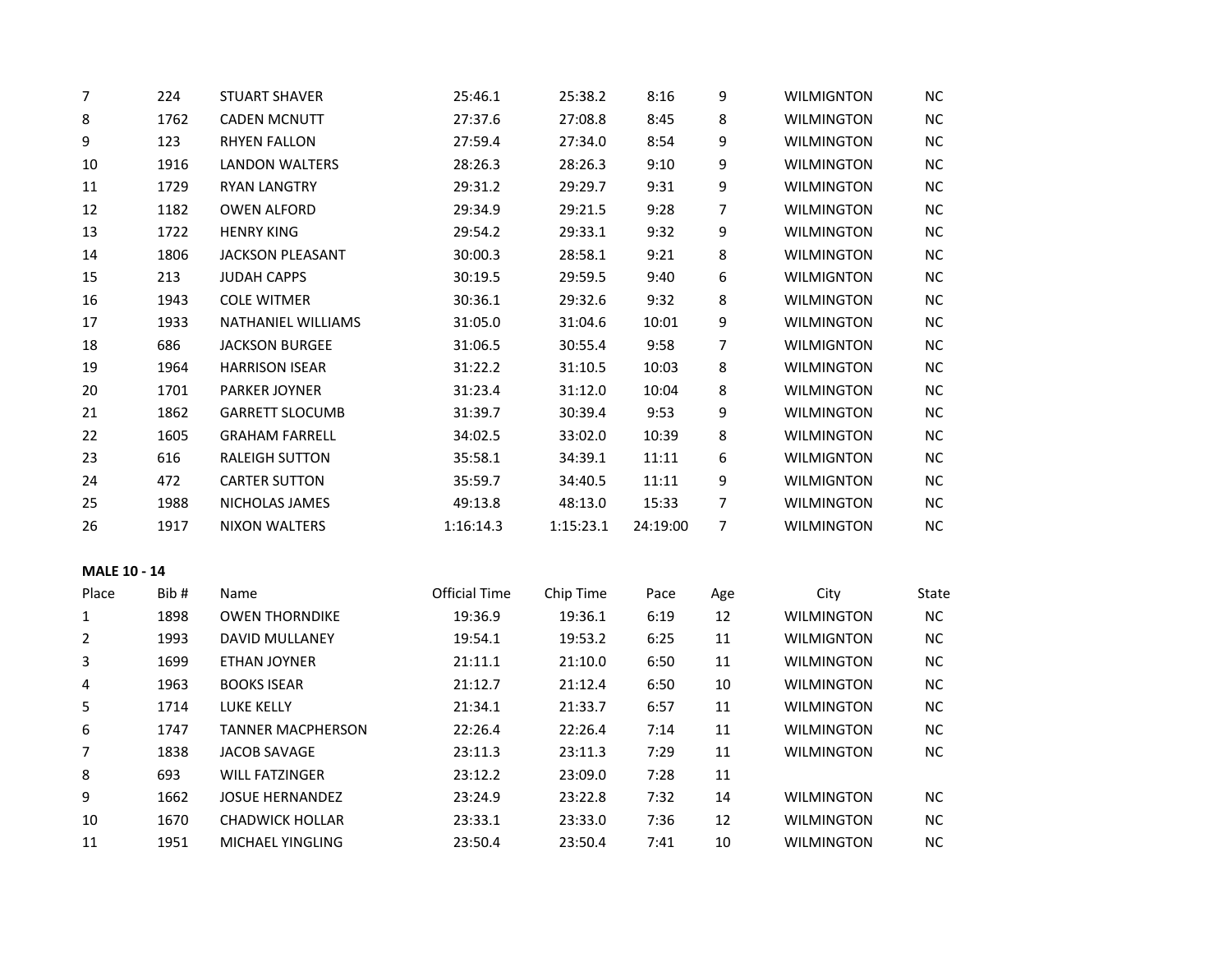| | | | | | | | | |
|---|---|---|---|---|---|---|---|---|
| 7 | 224 | STUART SHAVER | 25:46.1 | 25:38.2 | 8:16 | 9 | WILMIGNTON | NC |
| 8 | 1762 | CADEN MCNUTT | 27:37.6 | 27:08.8 | 8:45 | 8 | WILMINGTON | NC |
| 9 | 123 | RHYEN FALLON | 27:59.4 | 27:34.0 | 8:54 | 9 | WILMINGTON | NC |
| 10 | 1916 | LANDON WALTERS | 28:26.3 | 28:26.3 | 9:10 | 9 | WILMINGTON | NC |
| 11 | 1729 | RYAN LANGTRY | 29:31.2 | 29:29.7 | 9:31 | 9 | WILMINGTON | NC |
| 12 | 1182 | OWEN ALFORD | 29:34.9 | 29:21.5 | 9:28 | 7 | WILMINGTON | NC |
| 13 | 1722 | HENRY KING | 29:54.2 | 29:33.1 | 9:32 | 9 | WILMINGTON | NC |
| 14 | 1806 | JACKSON PLEASANT | 30:00.3 | 28:58.1 | 9:21 | 8 | WILMINGTON | NC |
| 15 | 213 | JUDAH CAPPS | 30:19.5 | 29:59.5 | 9:40 | 6 | WILMIGNTON | NC |
| 16 | 1943 | COLE WITMER | 30:36.1 | 29:32.6 | 9:32 | 8 | WILMINGTON | NC |
| 17 | 1933 | NATHANIEL WILLIAMS | 31:05.0 | 31:04.6 | 10:01 | 9 | WILMINGTON | NC |
| 18 | 686 | JACKSON BURGEE | 31:06.5 | 30:55.4 | 9:58 | 7 | WILMIGNTON | NC |
| 19 | 1964 | HARRISON ISEAR | 31:22.2 | 31:10.5 | 10:03 | 8 | WILMINGTON | NC |
| 20 | 1701 | PARKER JOYNER | 31:23.4 | 31:12.0 | 10:04 | 8 | WILMINGTON | NC |
| 21 | 1862 | GARRETT SLOCUMB | 31:39.7 | 30:39.4 | 9:53 | 9 | WILMINGTON | NC |
| 22 | 1605 | GRAHAM FARRELL | 34:02.5 | 33:02.0 | 10:39 | 8 | WILMINGTON | NC |
| 23 | 616 | RALEIGH SUTTON | 35:58.1 | 34:39.1 | 11:11 | 6 | WILMIGNTON | NC |
| 24 | 472 | CARTER SUTTON | 35:59.7 | 34:40.5 | 11:11 | 9 | WILMIGNTON | NC |
| 25 | 1988 | NICHOLAS JAMES | 49:13.8 | 48:13.0 | 15:33 | 7 | WILMINGTON | NC |
| 26 | 1917 | NIXON WALTERS | 1:16:14.3 | 1:15:23.1 | 24:19:00 | 7 | WILMINGTON | NC |

**MALE 10 - 14**

| Place | Bib # | Name | Official Time | Chip Time | Pace | Age | City | State |
|---|---|---|---|---|---|---|---|---|
| 1 | 1898 | OWEN THORNDIKE | 19:36.9 | 19:36.1 | 6:19 | 12 | WILMINGTON | NC |
| 2 | 1993 | DAVID MULLANEY | 19:54.1 | 19:53.2 | 6:25 | 11 | WILMIGNTON | NC |
| 3 | 1699 | ETHAN JOYNER | 21:11.1 | 21:10.0 | 6:50 | 11 | WILMINGTON | NC |
| 4 | 1963 | BOOKS ISEAR | 21:12.7 | 21:12.4 | 6:50 | 10 | WILMINGTON | NC |
| 5 | 1714 | LUKE KELLY | 21:34.1 | 21:33.7 | 6:57 | 11 | WILMINGTON | NC |
| 6 | 1747 | TANNER MACPHERSON | 22:26.4 | 22:26.4 | 7:14 | 11 | WILMINGTON | NC |
| 7 | 1838 | JACOB SAVAGE | 23:11.3 | 23:11.3 | 7:29 | 11 | WILMINGTON | NC |
| 8 | 693 | WILL FATZINGER | 23:12.2 | 23:09.0 | 7:28 | 11 | | |
| 9 | 1662 | JOSUE HERNANDEZ | 23:24.9 | 23:22.8 | 7:32 | 14 | WILMINGTON | NC |
| 10 | 1670 | CHADWICK HOLLAR | 23:33.1 | 23:33.0 | 7:36 | 12 | WILMINGTON | NC |
| 11 | 1951 | MICHAEL YINGLING | 23:50.4 | 23:50.4 | 7:41 | 10 | WILMINGTON | NC |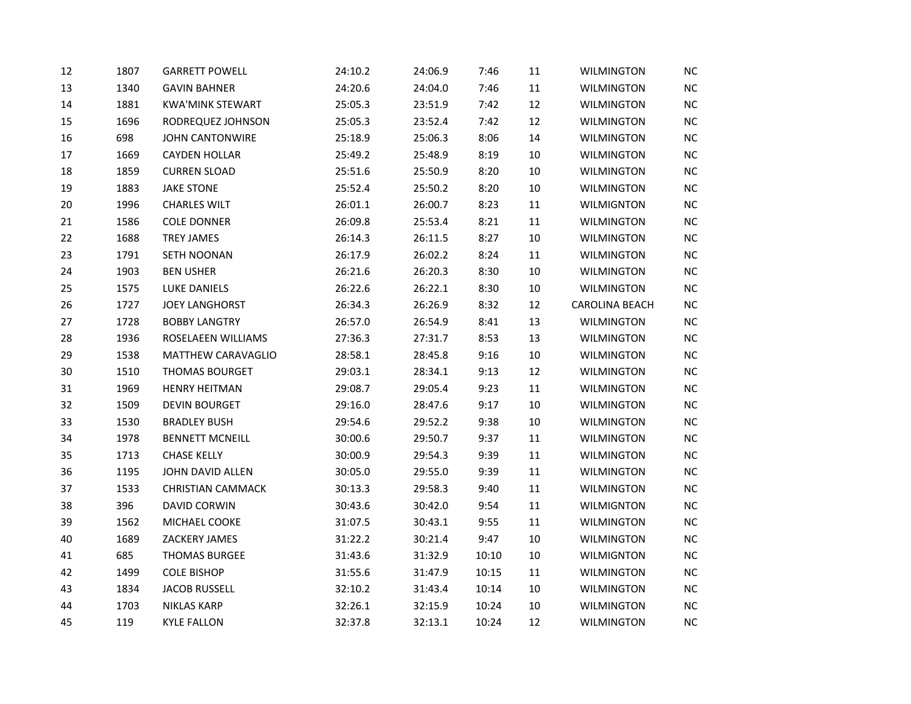| | | | | | | | | |
|---|---|---|---|---|---|---|---|---|
| 12 | 1807 | GARRETT POWELL | 24:10.2 | 24:06.9 | 7:46 | 11 | WILMINGTON | NC |
| 13 | 1340 | GAVIN BAHNER | 24:20.6 | 24:04.0 | 7:46 | 11 | WILMINGTON | NC |
| 14 | 1881 | KWA'MINK STEWART | 25:05.3 | 23:51.9 | 7:42 | 12 | WILMINGTON | NC |
| 15 | 1696 | RODREQUEZ JOHNSON | 25:05.3 | 23:52.4 | 7:42 | 12 | WILMINGTON | NC |
| 16 | 698 | JOHN CANTONWIRE | 25:18.9 | 25:06.3 | 8:06 | 14 | WILMINGTON | NC |
| 17 | 1669 | CAYDEN HOLLAR | 25:49.2 | 25:48.9 | 8:19 | 10 | WILMINGTON | NC |
| 18 | 1859 | CURREN SLOAD | 25:51.6 | 25:50.9 | 8:20 | 10 | WILMINGTON | NC |
| 19 | 1883 | JAKE STONE | 25:52.4 | 25:50.2 | 8:20 | 10 | WILMINGTON | NC |
| 20 | 1996 | CHARLES WILT | 26:01.1 | 26:00.7 | 8:23 | 11 | WILMIGNTON | NC |
| 21 | 1586 | COLE DONNER | 26:09.8 | 25:53.4 | 8:21 | 11 | WILMINGTON | NC |
| 22 | 1688 | TREY JAMES | 26:14.3 | 26:11.5 | 8:27 | 10 | WILMINGTON | NC |
| 23 | 1791 | SETH NOONAN | 26:17.9 | 26:02.2 | 8:24 | 11 | WILMINGTON | NC |
| 24 | 1903 | BEN USHER | 26:21.6 | 26:20.3 | 8:30 | 10 | WILMINGTON | NC |
| 25 | 1575 | LUKE DANIELS | 26:22.6 | 26:22.1 | 8:30 | 10 | WILMINGTON | NC |
| 26 | 1727 | JOEY LANGHORST | 26:34.3 | 26:26.9 | 8:32 | 12 | CAROLINA BEACH | NC |
| 27 | 1728 | BOBBY LANGTRY | 26:57.0 | 26:54.9 | 8:41 | 13 | WILMINGTON | NC |
| 28 | 1936 | ROSELAEEN WILLIAMS | 27:36.3 | 27:31.7 | 8:53 | 13 | WILMINGTON | NC |
| 29 | 1538 | MATTHEW CARAVAGLIO | 28:58.1 | 28:45.8 | 9:16 | 10 | WILMINGTON | NC |
| 30 | 1510 | THOMAS BOURGET | 29:03.1 | 28:34.1 | 9:13 | 12 | WILMINGTON | NC |
| 31 | 1969 | HENRY HEITMAN | 29:08.7 | 29:05.4 | 9:23 | 11 | WILMINGTON | NC |
| 32 | 1509 | DEVIN BOURGET | 29:16.0 | 28:47.6 | 9:17 | 10 | WILMINGTON | NC |
| 33 | 1530 | BRADLEY BUSH | 29:54.6 | 29:52.2 | 9:38 | 10 | WILMINGTON | NC |
| 34 | 1978 | BENNETT MCNEILL | 30:00.6 | 29:50.7 | 9:37 | 11 | WILMINGTON | NC |
| 35 | 1713 | CHASE KELLY | 30:00.9 | 29:54.3 | 9:39 | 11 | WILMINGTON | NC |
| 36 | 1195 | JOHN DAVID ALLEN | 30:05.0 | 29:55.0 | 9:39 | 11 | WILMINGTON | NC |
| 37 | 1533 | CHRISTIAN CAMMACK | 30:13.3 | 29:58.3 | 9:40 | 11 | WILMINGTON | NC |
| 38 | 396 | DAVID CORWIN | 30:43.6 | 30:42.0 | 9:54 | 11 | WILMIGNTON | NC |
| 39 | 1562 | MICHAEL COOKE | 31:07.5 | 30:43.1 | 9:55 | 11 | WILMINGTON | NC |
| 40 | 1689 | ZACKERY JAMES | 31:22.2 | 30:21.4 | 9:47 | 10 | WILMINGTON | NC |
| 41 | 685 | THOMAS BURGEE | 31:43.6 | 31:32.9 | 10:10 | 10 | WILMIGNTON | NC |
| 42 | 1499 | COLE BISHOP | 31:55.6 | 31:47.9 | 10:15 | 11 | WILMINGTON | NC |
| 43 | 1834 | JACOB RUSSELL | 32:10.2 | 31:43.4 | 10:14 | 10 | WILMINGTON | NC |
| 44 | 1703 | NIKLAS KARP | 32:26.1 | 32:15.9 | 10:24 | 10 | WILMINGTON | NC |
| 45 | 119 | KYLE FALLON | 32:37.8 | 32:13.1 | 10:24 | 12 | WILMINGTON | NC |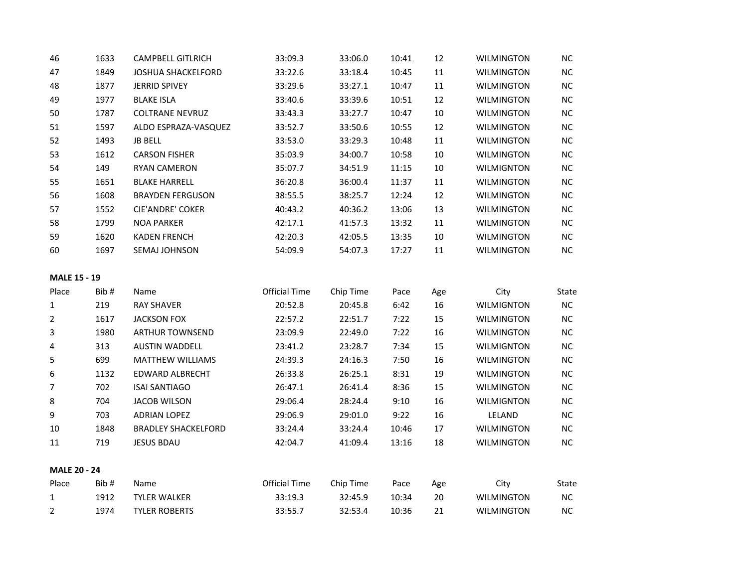| 46 | 1633 | CAMPBELL GITLRICH | 33:09.3 | 33:06.0 | 10:41 | 12 | WILMINGTON | NC |
|---|---|---|---|---|---|---|---|---|
| 47 | 1849 | JOSHUA SHACKELFORD | 33:22.6 | 33:18.4 | 10:45 | 11 | WILMINGTON | NC |
| 48 | 1877 | JERRID SPIVEY | 33:29.6 | 33:27.1 | 10:47 | 11 | WILMINGTON | NC |
| 49 | 1977 | BLAKE ISLA | 33:40.6 | 33:39.6 | 10:51 | 12 | WILMINGTON | NC |
| 50 | 1787 | COLTRANE NEVRUZ | 33:43.3 | 33:27.7 | 10:47 | 10 | WILMINGTON | NC |
| 51 | 1597 | ALDO ESPRAZA-VASQUEZ | 33:52.7 | 33:50.6 | 10:55 | 12 | WILMINGTON | NC |
| 52 | 1493 | JB BELL | 33:53.0 | 33:29.3 | 10:48 | 11 | WILMINGTON | NC |
| 53 | 1612 | CARSON FISHER | 35:03.9 | 34:00.7 | 10:58 | 10 | WILMINGTON | NC |
| 54 | 149 | RYAN CAMERON | 35:07.7 | 34:51.9 | 11:15 | 10 | WILMIGNTON | NC |
| 55 | 1651 | BLAKE HARRELL | 36:20.8 | 36:00.4 | 11:37 | 11 | WILMINGTON | NC |
| 56 | 1608 | BRAYDEN FERGUSON | 38:55.5 | 38:25.7 | 12:24 | 12 | WILMINGTON | NC |
| 57 | 1552 | CIE'ANDRE' COKER | 40:43.2 | 40:36.2 | 13:06 | 13 | WILMINGTON | NC |
| 58 | 1799 | NOA PARKER | 42:17.1 | 41:57.3 | 13:32 | 11 | WILMINGTON | NC |
| 59 | 1620 | KADEN FRENCH | 42:20.3 | 42:05.5 | 13:35 | 10 | WILMINGTON | NC |
| 60 | 1697 | SEMAJ JOHNSON | 54:09.9 | 54:07.3 | 17:27 | 11 | WILMINGTON | NC |

**MALE 15 - 19**

| Place | Bib # | Name | Official Time | Chip Time | Pace | Age | City | State |
|---|---|---|---|---|---|---|---|---|
| 1 | 219 | RAY SHAVER | 20:52.8 | 20:45.8 | 6:42 | 16 | WILMIGNTON | NC |
| 2 | 1617 | JACKSON FOX | 22:57.2 | 22:51.7 | 7:22 | 15 | WILMINGTON | NC |
| 3 | 1980 | ARTHUR TOWNSEND | 23:09.9 | 22:49.0 | 7:22 | 16 | WILMINGTON | NC |
| 4 | 313 | AUSTIN WADDELL | 23:41.2 | 23:28.7 | 7:34 | 15 | WILMIGNTON | NC |
| 5 | 699 | MATTHEW WILLIAMS | 24:39.3 | 24:16.3 | 7:50 | 16 | WILMINGTON | NC |
| 6 | 1132 | EDWARD ALBRECHT | 26:33.8 | 26:25.1 | 8:31 | 19 | WILMINGTON | NC |
| 7 | 702 | ISAI SANTIAGO | 26:47.1 | 26:41.4 | 8:36 | 15 | WILMINGTON | NC |
| 8 | 704 | JACOB WILSON | 29:06.4 | 28:24.4 | 9:10 | 16 | WILMIGNTON | NC |
| 9 | 703 | ADRIAN LOPEZ | 29:06.9 | 29:01.0 | 9:22 | 16 | LELAND | NC |
| 10 | 1848 | BRADLEY SHACKELFORD | 33:24.4 | 33:24.4 | 10:46 | 17 | WILMINGTON | NC |
| 11 | 719 | JESUS BDAU | 42:04.7 | 41:09.4 | 13:16 | 18 | WILMINGTON | NC |

**MALE 20 - 24**

| Place | Bib # | Name | Official Time | Chip Time | Pace | Age | City | State |
|---|---|---|---|---|---|---|---|---|
| 1 | 1912 | TYLER WALKER | 33:19.3 | 32:45.9 | 10:34 | 20 | WILMINGTON | NC |
| 2 | 1974 | TYLER ROBERTS | 33:55.7 | 32:53.4 | 10:36 | 21 | WILMINGTON | NC |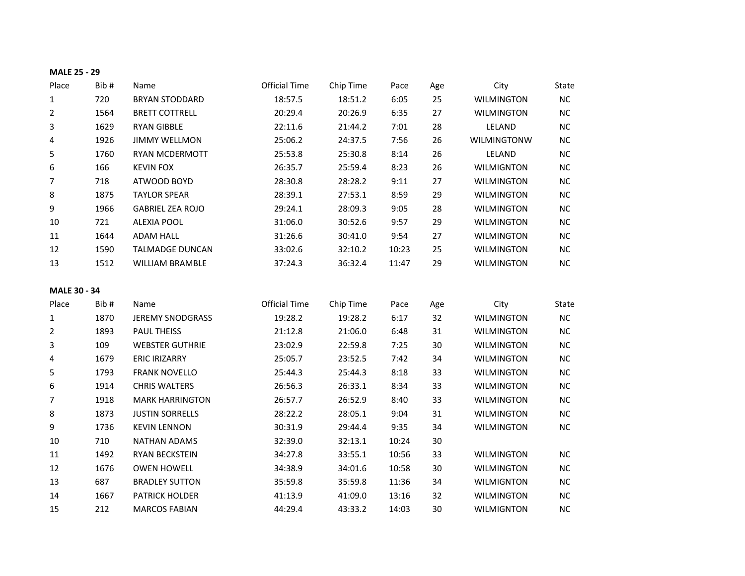**MALE 25 - 29**

| Place | Bib # | Name | Official Time | Chip Time | Pace | Age | City | State |
|---|---|---|---|---|---|---|---|---|
| 1 | 720 | BRYAN STODDARD | 18:57.5 | 18:51.2 | 6:05 | 25 | WILMINGTON | NC |
| 2 | 1564 | BRETT COTTRELL | 20:29.4 | 20:26.9 | 6:35 | 27 | WILMINGTON | NC |
| 3 | 1629 | RYAN GIBBLE | 22:11.6 | 21:44.2 | 7:01 | 28 | LELAND | NC |
| 4 | 1926 | JIMMY WELLMON | 25:06.2 | 24:37.5 | 7:56 | 26 | WILMINGTONW | NC |
| 5 | 1760 | RYAN MCDERMOTT | 25:53.8 | 25:30.8 | 8:14 | 26 | LELAND | NC |
| 6 | 166 | KEVIN FOX | 26:35.7 | 25:59.4 | 8:23 | 26 | WILMIGNTON | NC |
| 7 | 718 | ATWOOD BOYD | 28:30.8 | 28:28.2 | 9:11 | 27 | WILMINGTON | NC |
| 8 | 1875 | TAYLOR SPEAR | 28:39.1 | 27:53.1 | 8:59 | 29 | WILMINGTON | NC |
| 9 | 1966 | GABRIEL ZEA ROJO | 29:24.1 | 28:09.3 | 9:05 | 28 | WILMINGTON | NC |
| 10 | 721 | ALEXIA POOL | 31:06.0 | 30:52.6 | 9:57 | 29 | WILMINGTON | NC |
| 11 | 1644 | ADAM HALL | 31:26.6 | 30:41.0 | 9:54 | 27 | WILMINGTON | NC |
| 12 | 1590 | TALMADGE DUNCAN | 33:02.6 | 32:10.2 | 10:23 | 25 | WILMINGTON | NC |
| 13 | 1512 | WILLIAM BRAMBLE | 37:24.3 | 36:32.4 | 11:47 | 29 | WILMINGTON | NC |

**MALE 30 - 34**

| Place | Bib # | Name | Official Time | Chip Time | Pace | Age | City | State |
|---|---|---|---|---|---|---|---|---|
| 1 | 1870 | JEREMY SNODGRASS | 19:28.2 | 19:28.2 | 6:17 | 32 | WILMINGTON | NC |
| 2 | 1893 | PAUL THEISS | 21:12.8 | 21:06.0 | 6:48 | 31 | WILMINGTON | NC |
| 3 | 109 | WEBSTER GUTHRIE | 23:02.9 | 22:59.8 | 7:25 | 30 | WILMINGTON | NC |
| 4 | 1679 | ERIC IRIZARRY | 25:05.7 | 23:52.5 | 7:42 | 34 | WILMINGTON | NC |
| 5 | 1793 | FRANK NOVELLO | 25:44.3 | 25:44.3 | 8:18 | 33 | WILMINGTON | NC |
| 6 | 1914 | CHRIS WALTERS | 26:56.3 | 26:33.1 | 8:34 | 33 | WILMINGTON | NC |
| 7 | 1918 | MARK HARRINGTON | 26:57.7 | 26:52.9 | 8:40 | 33 | WILMINGTON | NC |
| 8 | 1873 | JUSTIN SORRELLS | 28:22.2 | 28:05.1 | 9:04 | 31 | WILMINGTON | NC |
| 9 | 1736 | KEVIN LENNON | 30:31.9 | 29:44.4 | 9:35 | 34 | WILMINGTON | NC |
| 10 | 710 | NATHAN ADAMS | 32:39.0 | 32:13.1 | 10:24 | 30 | | |
| 11 | 1492 | RYAN BECKSTEIN | 34:27.8 | 33:55.1 | 10:56 | 33 | WILMINGTON | NC |
| 12 | 1676 | OWEN HOWELL | 34:38.9 | 34:01.6 | 10:58 | 30 | WILMINGTON | NC |
| 13 | 687 | BRADLEY SUTTON | 35:59.8 | 35:59.8 | 11:36 | 34 | WILMIGNTON | NC |
| 14 | 1667 | PATRICK HOLDER | 41:13.9 | 41:09.0 | 13:16 | 32 | WILMINGTON | NC |
| 15 | 212 | MARCOS FABIAN | 44:29.4 | 43:33.2 | 14:03 | 30 | WILMIGNTON | NC |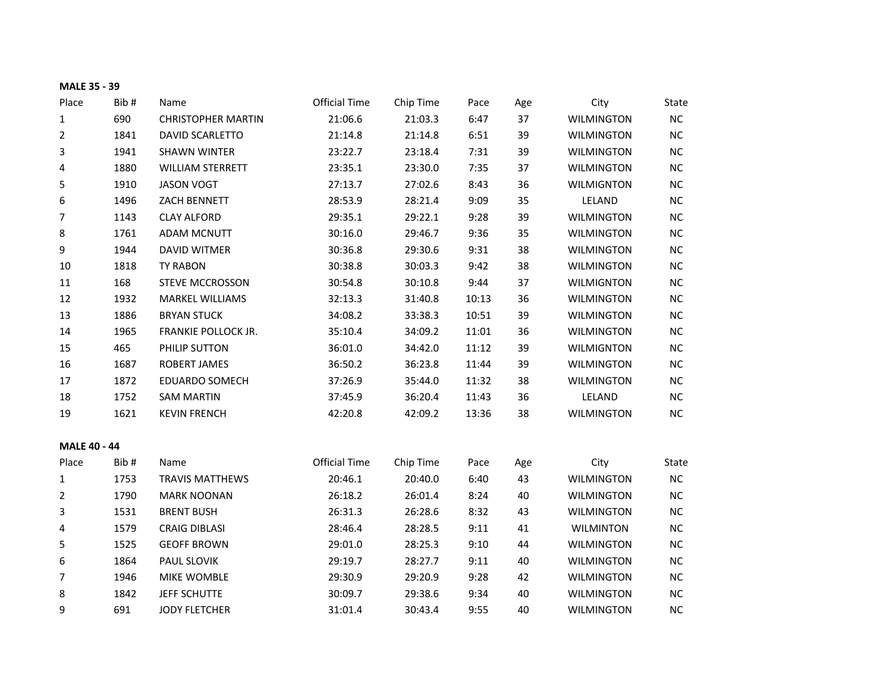**MALE 35 - 39**

| Place | Bib # | Name | Official Time | Chip Time | Pace | Age | City | State |
|---|---|---|---|---|---|---|---|---|
| 1 | 690 | CHRISTOPHER MARTIN | 21:06.6 | 21:03.3 | 6:47 | 37 | WILMINGTON | NC |
| 2 | 1841 | DAVID SCARLETTO | 21:14.8 | 21:14.8 | 6:51 | 39 | WILMINGTON | NC |
| 3 | 1941 | SHAWN WINTER | 23:22.7 | 23:18.4 | 7:31 | 39 | WILMINGTON | NC |
| 4 | 1880 | WILLIAM STERRETT | 23:35.1 | 23:30.0 | 7:35 | 37 | WILMINGTON | NC |
| 5 | 1910 | JASON VOGT | 27:13.7 | 27:02.6 | 8:43 | 36 | WILMIGNTON | NC |
| 6 | 1496 | ZACH BENNETT | 28:53.9 | 28:21.4 | 9:09 | 35 | LELAND | NC |
| 7 | 1143 | CLAY ALFORD | 29:35.1 | 29:22.1 | 9:28 | 39 | WILMINGTON | NC |
| 8 | 1761 | ADAM MCNUTT | 30:16.0 | 29:46.7 | 9:36 | 35 | WILMINGTON | NC |
| 9 | 1944 | DAVID WITMER | 30:36.8 | 29:30.6 | 9:31 | 38 | WILMINGTON | NC |
| 10 | 1818 | TY RABON | 30:38.8 | 30:03.3 | 9:42 | 38 | WILMINGTON | NC |
| 11 | 168 | STEVE MCCROSSON | 30:54.8 | 30:10.8 | 9:44 | 37 | WILMIGNTON | NC |
| 12 | 1932 | MARKEL WILLIAMS | 32:13.3 | 31:40.8 | 10:13 | 36 | WILMINGTON | NC |
| 13 | 1886 | BRYAN STUCK | 34:08.2 | 33:38.3 | 10:51 | 39 | WILMINGTON | NC |
| 14 | 1965 | FRANKIE POLLOCK JR. | 35:10.4 | 34:09.2 | 11:01 | 36 | WILMINGTON | NC |
| 15 | 465 | PHILIP SUTTON | 36:01.0 | 34:42.0 | 11:12 | 39 | WILMIGNTON | NC |
| 16 | 1687 | ROBERT JAMES | 36:50.2 | 36:23.8 | 11:44 | 39 | WILMINGTON | NC |
| 17 | 1872 | EDUARDO SOMECH | 37:26.9 | 35:44.0 | 11:32 | 38 | WILMINGTON | NC |
| 18 | 1752 | SAM MARTIN | 37:45.9 | 36:20.4 | 11:43 | 36 | LELAND | NC |
| 19 | 1621 | KEVIN FRENCH | 42:20.8 | 42:09.2 | 13:36 | 38 | WILMINGTON | NC |

**MALE 40 - 44**

| Place | Bib # | Name | Official Time | Chip Time | Pace | Age | City | State |
|---|---|---|---|---|---|---|---|---|
| 1 | 1753 | TRAVIS MATTHEWS | 20:46.1 | 20:40.0 | 6:40 | 43 | WILMINGTON | NC |
| 2 | 1790 | MARK NOONAN | 26:18.2 | 26:01.4 | 8:24 | 40 | WILMINGTON | NC |
| 3 | 1531 | BRENT BUSH | 26:31.3 | 26:28.6 | 8:32 | 43 | WILMINGTON | NC |
| 4 | 1579 | CRAIG DIBLASI | 28:46.4 | 28:28.5 | 9:11 | 41 | WILMINTON | NC |
| 5 | 1525 | GEOFF BROWN | 29:01.0 | 28:25.3 | 9:10 | 44 | WILMINGTON | NC |
| 6 | 1864 | PAUL SLOVIK | 29:19.7 | 28:27.7 | 9:11 | 40 | WILMINGTON | NC |
| 7 | 1946 | MIKE WOMBLE | 29:30.9 | 29:20.9 | 9:28 | 42 | WILMINGTON | NC |
| 8 | 1842 | JEFF SCHUTTE | 30:09.7 | 29:38.6 | 9:34 | 40 | WILMINGTON | NC |
| 9 | 691 | JODY FLETCHER | 31:01.4 | 30:43.4 | 9:55 | 40 | WILMINGTON | NC |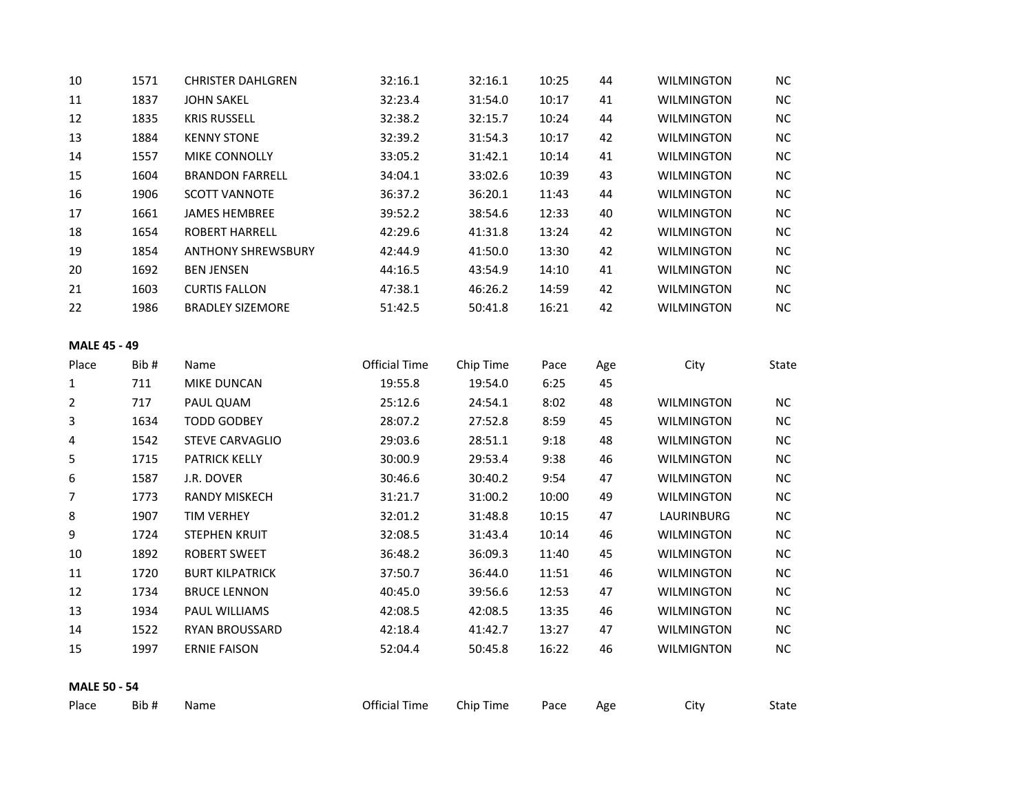| Place | Bib # | Name | Official Time | Chip Time | Pace | Age | City | State |
|---|---|---|---|---|---|---|---|---|
| 10 | 1571 | CHRISTER DAHLGREN | 32:16.1 | 32:16.1 | 10:25 | 44 | WILMINGTON | NC |
| 11 | 1837 | JOHN SAKEL | 32:23.4 | 31:54.0 | 10:17 | 41 | WILMINGTON | NC |
| 12 | 1835 | KRIS RUSSELL | 32:38.2 | 32:15.7 | 10:24 | 44 | WILMINGTON | NC |
| 13 | 1884 | KENNY STONE | 32:39.2 | 31:54.3 | 10:17 | 42 | WILMINGTON | NC |
| 14 | 1557 | MIKE CONNOLLY | 33:05.2 | 31:42.1 | 10:14 | 41 | WILMINGTON | NC |
| 15 | 1604 | BRANDON FARRELL | 34:04.1 | 33:02.6 | 10:39 | 43 | WILMINGTON | NC |
| 16 | 1906 | SCOTT VANNOTE | 36:37.2 | 36:20.1 | 11:43 | 44 | WILMINGTON | NC |
| 17 | 1661 | JAMES HEMBREE | 39:52.2 | 38:54.6 | 12:33 | 40 | WILMINGTON | NC |
| 18 | 1654 | ROBERT HARRELL | 42:29.6 | 41:31.8 | 13:24 | 42 | WILMINGTON | NC |
| 19 | 1854 | ANTHONY SHREWSBURY | 42:44.9 | 41:50.0 | 13:30 | 42 | WILMINGTON | NC |
| 20 | 1692 | BEN JENSEN | 44:16.5 | 43:54.9 | 14:10 | 41 | WILMINGTON | NC |
| 21 | 1603 | CURTIS FALLON | 47:38.1 | 46:26.2 | 14:59 | 42 | WILMINGTON | NC |
| 22 | 1986 | BRADLEY SIZEMORE | 51:42.5 | 50:41.8 | 16:21 | 42 | WILMINGTON | NC |

**MALE 45 - 49**

| Place | Bib # | Name | Official Time | Chip Time | Pace | Age | City | State |
|---|---|---|---|---|---|---|---|---|
| 1 | 711 | MIKE DUNCAN | 19:55.8 | 19:54.0 | 6:25 | 45 | | |
| 2 | 717 | PAUL QUAM | 25:12.6 | 24:54.1 | 8:02 | 48 | WILMINGTON | NC |
| 3 | 1634 | TODD GODBEY | 28:07.2 | 27:52.8 | 8:59 | 45 | WILMINGTON | NC |
| 4 | 1542 | STEVE CARVAGLIO | 29:03.6 | 28:51.1 | 9:18 | 48 | WILMINGTON | NC |
| 5 | 1715 | PATRICK KELLY | 30:00.9 | 29:53.4 | 9:38 | 46 | WILMINGTON | NC |
| 6 | 1587 | J.R. DOVER | 30:46.6 | 30:40.2 | 9:54 | 47 | WILMINGTON | NC |
| 7 | 1773 | RANDY MISKECH | 31:21.7 | 31:00.2 | 10:00 | 49 | WILMINGTON | NC |
| 8 | 1907 | TIM VERHEY | 32:01.2 | 31:48.8 | 10:15 | 47 | LAURINBURG | NC |
| 9 | 1724 | STEPHEN KRUIT | 32:08.5 | 31:43.4 | 10:14 | 46 | WILMINGTON | NC |
| 10 | 1892 | ROBERT SWEET | 36:48.2 | 36:09.3 | 11:40 | 45 | WILMINGTON | NC |
| 11 | 1720 | BURT KILPATRICK | 37:50.7 | 36:44.0 | 11:51 | 46 | WILMINGTON | NC |
| 12 | 1734 | BRUCE LENNON | 40:45.0 | 39:56.6 | 12:53 | 47 | WILMINGTON | NC |
| 13 | 1934 | PAUL WILLIAMS | 42:08.5 | 42:08.5 | 13:35 | 46 | WILMINGTON | NC |
| 14 | 1522 | RYAN BROUSSARD | 42:18.4 | 41:42.7 | 13:27 | 47 | WILMINGTON | NC |
| 15 | 1997 | ERNIE FAISON | 52:04.4 | 50:45.8 | 16:22 | 46 | WILMIGNTON | NC |

**MALE 50 - 54**

| Place | Bib # | Name | Official Time | Chip Time | Pace | Age | City | State |
|---|---|---|---|---|---|---|---|---|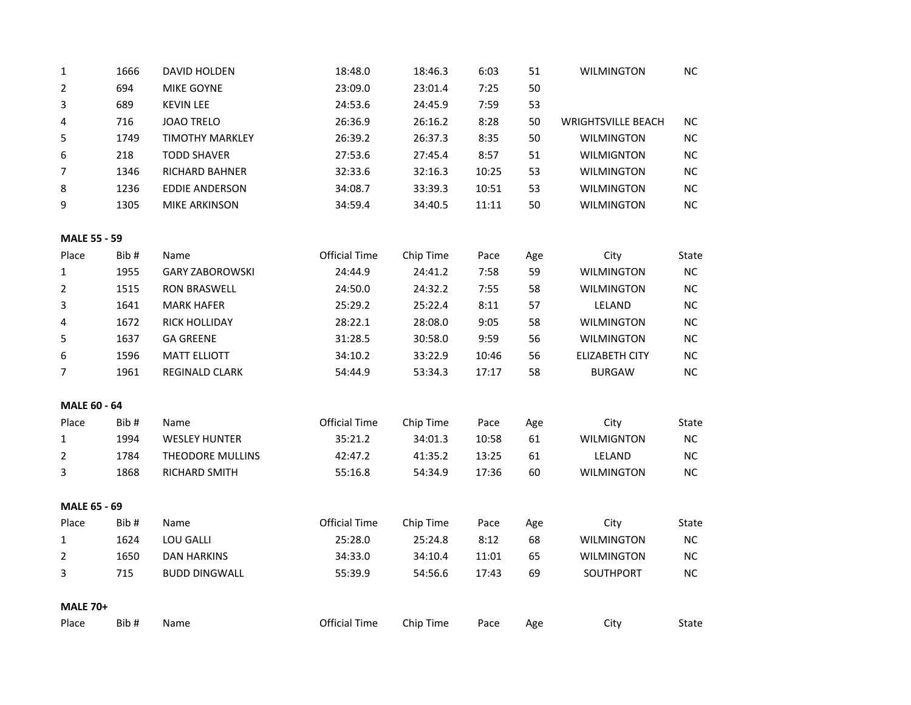| Place | Bib # | Name | Official Time | Chip Time | Pace | Age | City | State |
|---|---|---|---|---|---|---|---|---|
| 1 | 1666 | DAVID HOLDEN | 18:48.0 | 18:46.3 | 6:03 | 51 | WILMINGTON | NC |
| 2 | 694 | MIKE GOYNE | 23:09.0 | 23:01.4 | 7:25 | 50 | | |
| 3 | 689 | KEVIN LEE | 24:53.6 | 24:45.9 | 7:59 | 53 | | |
| 4 | 716 | JOAO TRELO | 26:36.9 | 26:16.2 | 8:28 | 50 | WRIGHTSVILLE BEACH | NC |
| 5 | 1749 | TIMOTHY MARKLEY | 26:39.2 | 26:37.3 | 8:35 | 50 | WILMINGTON | NC |
| 6 | 218 | TODD SHAVER | 27:53.6 | 27:45.4 | 8:57 | 51 | WILMIGNTON | NC |
| 7 | 1346 | RICHARD BAHNER | 32:33.6 | 32:16.3 | 10:25 | 53 | WILMINGTON | NC |
| 8 | 1236 | EDDIE ANDERSON | 34:08.7 | 33:39.3 | 10:51 | 53 | WILMINGTON | NC |
| 9 | 1305 | MIKE ARKINSON | 34:59.4 | 34:40.5 | 11:11 | 50 | WILMINGTON | NC |

**MALE 55 - 59**

| Place | Bib # | Name | Official Time | Chip Time | Pace | Age | City | State |
|---|---|---|---|---|---|---|---|---|
| 1 | 1955 | GARY ZABOROWSKI | 24:44.9 | 24:41.2 | 7:58 | 59 | WILMINGTON | NC |
| 2 | 1515 | RON BRASWELL | 24:50.0 | 24:32.2 | 7:55 | 58 | WILMINGTON | NC |
| 3 | 1641 | MARK HAFER | 25:29.2 | 25:22.4 | 8:11 | 57 | LELAND | NC |
| 4 | 1672 | RICK HOLLIDAY | 28:22.1 | 28:08.0 | 9:05 | 58 | WILMINGTON | NC |
| 5 | 1637 | GA GREENE | 31:28.5 | 30:58.0 | 9:59 | 56 | WILMINGTON | NC |
| 6 | 1596 | MATT ELLIOTT | 34:10.2 | 33:22.9 | 10:46 | 56 | ELIZABETH CITY | NC |
| 7 | 1961 | REGINALD CLARK | 54:44.9 | 53:34.3 | 17:17 | 58 | BURGAW | NC |

**MALE 60 - 64**

| Place | Bib # | Name | Official Time | Chip Time | Pace | Age | City | State |
|---|---|---|---|---|---|---|---|---|
| 1 | 1994 | WESLEY HUNTER | 35:21.2 | 34:01.3 | 10:58 | 61 | WILMIGNTON | NC |
| 2 | 1784 | THEODORE MULLINS | 42:47.2 | 41:35.2 | 13:25 | 61 | LELAND | NC |
| 3 | 1868 | RICHARD SMITH | 55:16.8 | 54:34.9 | 17:36 | 60 | WILMINGTON | NC |

**MALE 65 - 69**

| Place | Bib # | Name | Official Time | Chip Time | Pace | Age | City | State |
|---|---|---|---|---|---|---|---|---|
| 1 | 1624 | LOU GALLI | 25:28.0 | 25:24.8 | 8:12 | 68 | WILMINGTON | NC |
| 2 | 1650 | DAN HARKINS | 34:33.0 | 34:10.4 | 11:01 | 65 | WILMINGTON | NC |
| 3 | 715 | BUDD DINGWALL | 55:39.9 | 54:56.6 | 17:43 | 69 | SOUTHPORT | NC |

**MALE 70+**

| Place | Bib # | Name | Official Time | Chip Time | Pace | Age | City | State |
|---|---|---|---|---|---|---|---|---|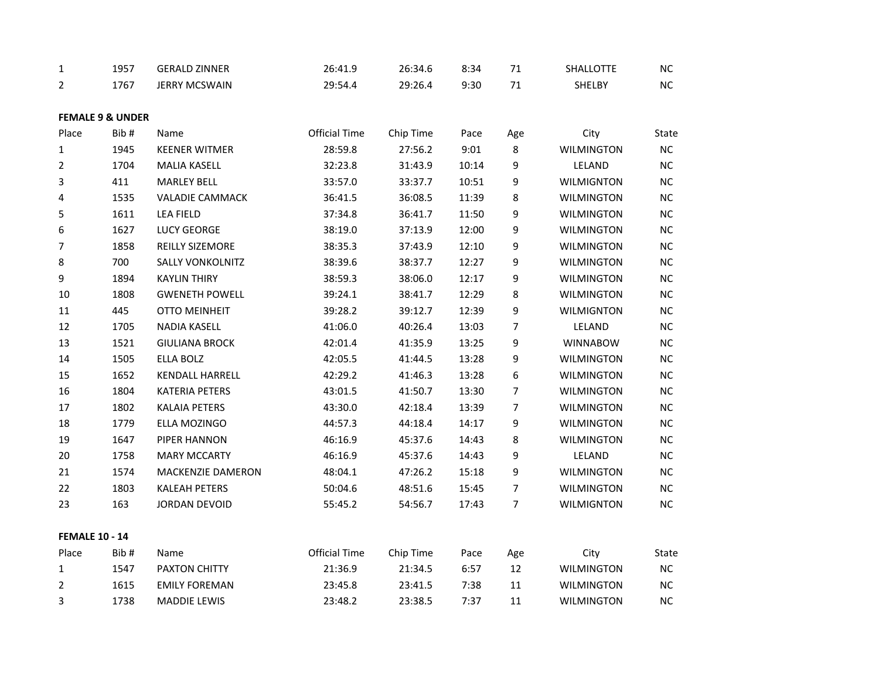| | | | | | | | | |
|---|---|---|---|---|---|---|---|---|
| 1 | 1957 | GERALD ZINNER | 26:41.9 | 26:34.6 | 8:34 | 71 | SHALLOTTE | NC |
| 2 | 1767 | JERRY MCSWAIN | 29:54.4 | 29:26.4 | 9:30 | 71 | SHELBY | NC |

**FEMALE 9 & UNDER**

| Place | Bib # | Name | Official Time | Chip Time | Pace | Age | City | State |
|---|---|---|---|---|---|---|---|---|
| 1 | 1945 | KEENER WITMER | 28:59.8 | 27:56.2 | 9:01 | 8 | WILMINGTON | NC |
| 2 | 1704 | MALIA KASELL | 32:23.8 | 31:43.9 | 10:14 | 9 | LELAND | NC |
| 3 | 411 | MARLEY BELL | 33:57.0 | 33:37.7 | 10:51 | 9 | WILMIGNTON | NC |
| 4 | 1535 | VALADIE CAMMACK | 36:41.5 | 36:08.5 | 11:39 | 8 | WILMINGTON | NC |
| 5 | 1611 | LEA FIELD | 37:34.8 | 36:41.7 | 11:50 | 9 | WILMINGTON | NC |
| 6 | 1627 | LUCY GEORGE | 38:19.0 | 37:13.9 | 12:00 | 9 | WILMINGTON | NC |
| 7 | 1858 | REILLY SIZEMORE | 38:35.3 | 37:43.9 | 12:10 | 9 | WILMINGTON | NC |
| 8 | 700 | SALLY VONKOLNITZ | 38:39.6 | 38:37.7 | 12:27 | 9 | WILMINGTON | NC |
| 9 | 1894 | KAYLIN THIRY | 38:59.3 | 38:06.0 | 12:17 | 9 | WILMINGTON | NC |
| 10 | 1808 | GWENETH POWELL | 39:24.1 | 38:41.7 | 12:29 | 8 | WILMINGTON | NC |
| 11 | 445 | OTTO MEINHEIT | 39:28.2 | 39:12.7 | 12:39 | 9 | WILMIGNTON | NC |
| 12 | 1705 | NADIA KASELL | 41:06.0 | 40:26.4 | 13:03 | 7 | LELAND | NC |
| 13 | 1521 | GIULIANA BROCK | 42:01.4 | 41:35.9 | 13:25 | 9 | WINNABOW | NC |
| 14 | 1505 | ELLA BOLZ | 42:05.5 | 41:44.5 | 13:28 | 9 | WILMINGTON | NC |
| 15 | 1652 | KENDALL HARRELL | 42:29.2 | 41:46.3 | 13:28 | 6 | WILMINGTON | NC |
| 16 | 1804 | KATERIA PETERS | 43:01.5 | 41:50.7 | 13:30 | 7 | WILMINGTON | NC |
| 17 | 1802 | KALAIA PETERS | 43:30.0 | 42:18.4 | 13:39 | 7 | WILMINGTON | NC |
| 18 | 1779 | ELLA MOZINGO | 44:57.3 | 44:18.4 | 14:17 | 9 | WILMINGTON | NC |
| 19 | 1647 | PIPER HANNON | 46:16.9 | 45:37.6 | 14:43 | 8 | WILMINGTON | NC |
| 20 | 1758 | MARY MCCARTY | 46:16.9 | 45:37.6 | 14:43 | 9 | LELAND | NC |
| 21 | 1574 | MACKENZIE DAMERON | 48:04.1 | 47:26.2 | 15:18 | 9 | WILMINGTON | NC |
| 22 | 1803 | KALEAH PETERS | 50:04.6 | 48:51.6 | 15:45 | 7 | WILMINGTON | NC |
| 23 | 163 | JORDAN DEVOID | 55:45.2 | 54:56.7 | 17:43 | 7 | WILMIGNTON | NC |

**FEMALE 10 - 14**

| Place | Bib # | Name | Official Time | Chip Time | Pace | Age | City | State |
|---|---|---|---|---|---|---|---|---|
| 1 | 1547 | PAXTON CHITTY | 21:36.9 | 21:34.5 | 6:57 | 12 | WILMINGTON | NC |
| 2 | 1615 | EMILY FOREMAN | 23:45.8 | 23:41.5 | 7:38 | 11 | WILMINGTON | NC |
| 3 | 1738 | MADDIE LEWIS | 23:48.2 | 23:38.5 | 7:37 | 11 | WILMINGTON | NC |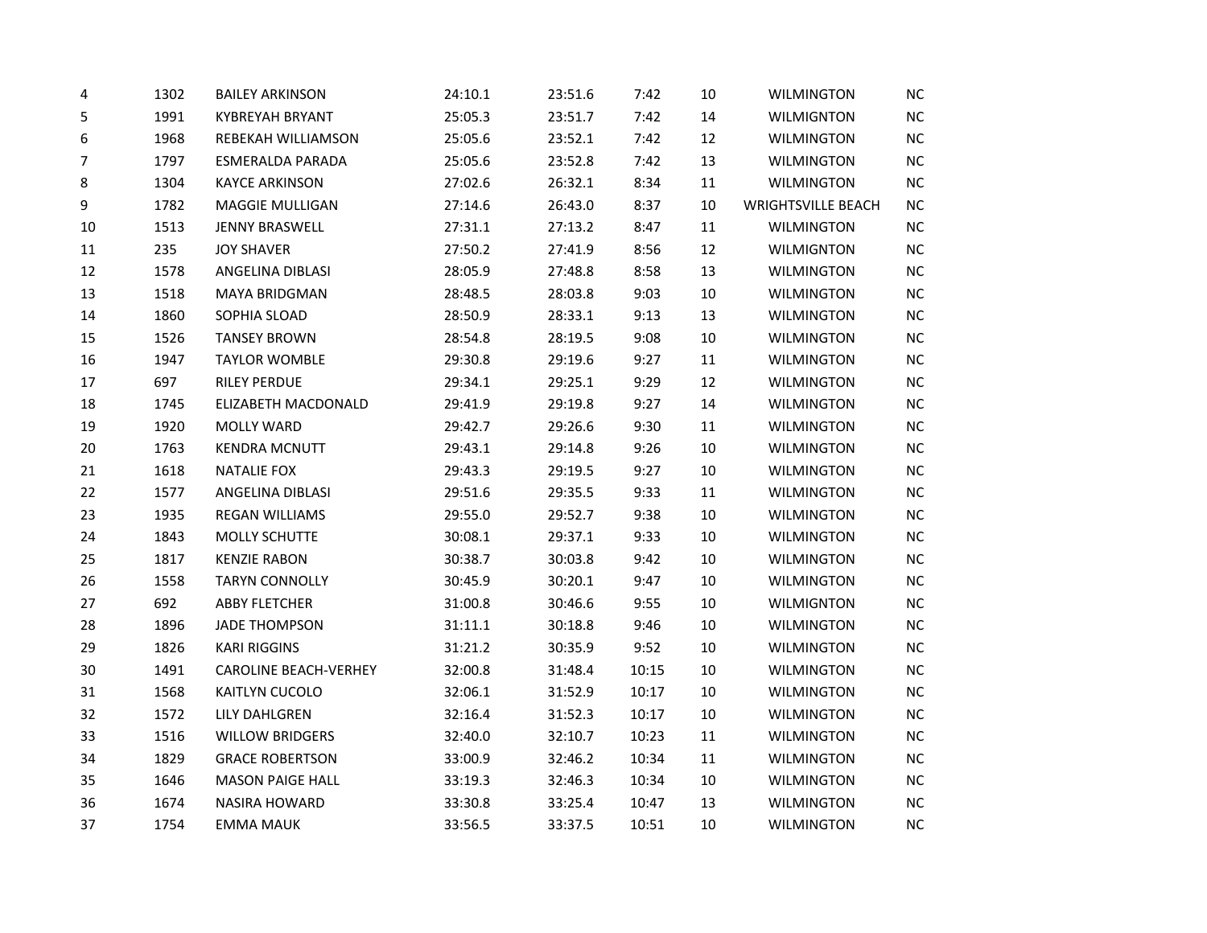| | | | | | | | | |
|---|---|---|---|---|---|---|---|---|
| 4 | 1302 | BAILEY ARKINSON | 24:10.1 | 23:51.6 | 7:42 | 10 | WILMINGTON | NC |
| 5 | 1991 | KYBREYAH BRYANT | 25:05.3 | 23:51.7 | 7:42 | 14 | WILMIGNTON | NC |
| 6 | 1968 | REBEKAH WILLIAMSON | 25:05.6 | 23:52.1 | 7:42 | 12 | WILMINGTON | NC |
| 7 | 1797 | ESMERALDA PARADA | 25:05.6 | 23:52.8 | 7:42 | 13 | WILMINGTON | NC |
| 8 | 1304 | KAYCE ARKINSON | 27:02.6 | 26:32.1 | 8:34 | 11 | WILMINGTON | NC |
| 9 | 1782 | MAGGIE MULLIGAN | 27:14.6 | 26:43.0 | 8:37 | 10 | WRIGHTSVILLE BEACH | NC |
| 10 | 1513 | JENNY BRASWELL | 27:31.1 | 27:13.2 | 8:47 | 11 | WILMINGTON | NC |
| 11 | 235 | JOY SHAVER | 27:50.2 | 27:41.9 | 8:56 | 12 | WILMIGNTON | NC |
| 12 | 1578 | ANGELINA DIBLASI | 28:05.9 | 27:48.8 | 8:58 | 13 | WILMINGTON | NC |
| 13 | 1518 | MAYA BRIDGMAN | 28:48.5 | 28:03.8 | 9:03 | 10 | WILMINGTON | NC |
| 14 | 1860 | SOPHIA SLOAD | 28:50.9 | 28:33.1 | 9:13 | 13 | WILMINGTON | NC |
| 15 | 1526 | TANSEY BROWN | 28:54.8 | 28:19.5 | 9:08 | 10 | WILMINGTON | NC |
| 16 | 1947 | TAYLOR WOMBLE | 29:30.8 | 29:19.6 | 9:27 | 11 | WILMINGTON | NC |
| 17 | 697 | RILEY PERDUE | 29:34.1 | 29:25.1 | 9:29 | 12 | WILMINGTON | NC |
| 18 | 1745 | ELIZABETH MACDONALD | 29:41.9 | 29:19.8 | 9:27 | 14 | WILMINGTON | NC |
| 19 | 1920 | MOLLY WARD | 29:42.7 | 29:26.6 | 9:30 | 11 | WILMINGTON | NC |
| 20 | 1763 | KENDRA MCNUTT | 29:43.1 | 29:14.8 | 9:26 | 10 | WILMINGTON | NC |
| 21 | 1618 | NATALIE FOX | 29:43.3 | 29:19.5 | 9:27 | 10 | WILMINGTON | NC |
| 22 | 1577 | ANGELINA DIBLASI | 29:51.6 | 29:35.5 | 9:33 | 11 | WILMINGTON | NC |
| 23 | 1935 | REGAN WILLIAMS | 29:55.0 | 29:52.7 | 9:38 | 10 | WILMINGTON | NC |
| 24 | 1843 | MOLLY SCHUTTE | 30:08.1 | 29:37.1 | 9:33 | 10 | WILMINGTON | NC |
| 25 | 1817 | KENZIE RABON | 30:38.7 | 30:03.8 | 9:42 | 10 | WILMINGTON | NC |
| 26 | 1558 | TARYN CONNOLLY | 30:45.9 | 30:20.1 | 9:47 | 10 | WILMINGTON | NC |
| 27 | 692 | ABBY FLETCHER | 31:00.8 | 30:46.6 | 9:55 | 10 | WILMIGNTON | NC |
| 28 | 1896 | JADE THOMPSON | 31:11.1 | 30:18.8 | 9:46 | 10 | WILMINGTON | NC |
| 29 | 1826 | KARI RIGGINS | 31:21.2 | 30:35.9 | 9:52 | 10 | WILMINGTON | NC |
| 30 | 1491 | CAROLINE BEACH-VERHEY | 32:00.8 | 31:48.4 | 10:15 | 10 | WILMINGTON | NC |
| 31 | 1568 | KAITLYN CUCOLO | 32:06.1 | 31:52.9 | 10:17 | 10 | WILMINGTON | NC |
| 32 | 1572 | LILY DAHLGREN | 32:16.4 | 31:52.3 | 10:17 | 10 | WILMINGTON | NC |
| 33 | 1516 | WILLOW BRIDGERS | 32:40.0 | 32:10.7 | 10:23 | 11 | WILMINGTON | NC |
| 34 | 1829 | GRACE ROBERTSON | 33:00.9 | 32:46.2 | 10:34 | 11 | WILMINGTON | NC |
| 35 | 1646 | MASON PAIGE HALL | 33:19.3 | 32:46.3 | 10:34 | 10 | WILMINGTON | NC |
| 36 | 1674 | NASIRA HOWARD | 33:30.8 | 33:25.4 | 10:47 | 13 | WILMINGTON | NC |
| 37 | 1754 | EMMA MAUK | 33:56.5 | 33:37.5 | 10:51 | 10 | WILMINGTON | NC |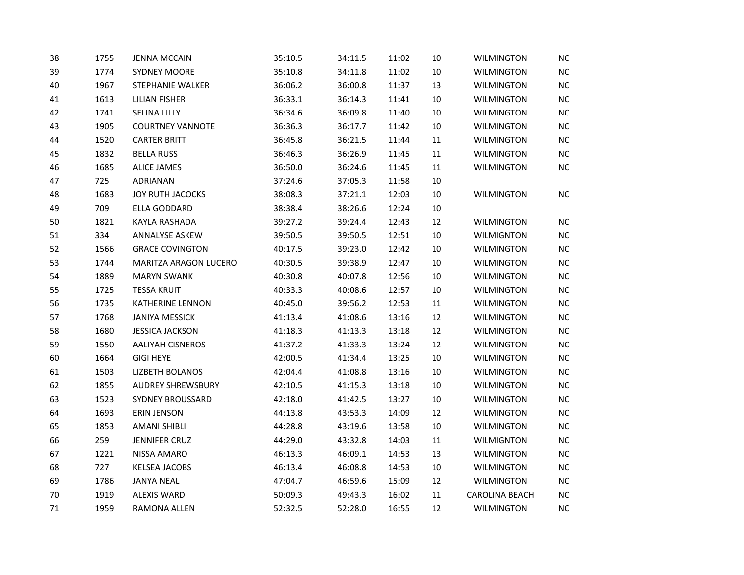| | | | | | | | | |
|---|---|---|---|---|---|---|---|---|
| 38 | 1755 | JENNA MCCAIN | 35:10.5 | 34:11.5 | 11:02 | 10 | WILMINGTON | NC |
| 39 | 1774 | SYDNEY MOORE | 35:10.8 | 34:11.8 | 11:02 | 10 | WILMINGTON | NC |
| 40 | 1967 | STEPHANIE WALKER | 36:06.2 | 36:00.8 | 11:37 | 13 | WILMINGTON | NC |
| 41 | 1613 | LILIAN FISHER | 36:33.1 | 36:14.3 | 11:41 | 10 | WILMINGTON | NC |
| 42 | 1741 | SELINA LILLY | 36:34.6 | 36:09.8 | 11:40 | 10 | WILMINGTON | NC |
| 43 | 1905 | COURTNEY VANNOTE | 36:36.3 | 36:17.7 | 11:42 | 10 | WILMINGTON | NC |
| 44 | 1520 | CARTER BRITT | 36:45.8 | 36:21.5 | 11:44 | 11 | WILMINGTON | NC |
| 45 | 1832 | BELLA RUSS | 36:46.3 | 36:26.9 | 11:45 | 11 | WILMINGTON | NC |
| 46 | 1685 | ALICE JAMES | 36:50.0 | 36:24.6 | 11:45 | 11 | WILMINGTON | NC |
| 47 | 725 | ADRIANAN | 37:24.6 | 37:05.3 | 11:58 | 10 | | |
| 48 | 1683 | JOY RUTH JACOCKS | 38:08.3 | 37:21.1 | 12:03 | 10 | WILMINGTON | NC |
| 49 | 709 | ELLA GODDARD | 38:38.4 | 38:26.6 | 12:24 | 10 | | |
| 50 | 1821 | KAYLA RASHADA | 39:27.2 | 39:24.4 | 12:43 | 12 | WILMINGTON | NC |
| 51 | 334 | ANNALYSE ASKEW | 39:50.5 | 39:50.5 | 12:51 | 10 | WILMIGNTON | NC |
| 52 | 1566 | GRACE COVINGTON | 40:17.5 | 39:23.0 | 12:42 | 10 | WILMINGTON | NC |
| 53 | 1744 | MARITZA ARAGON LUCERO | 40:30.5 | 39:38.9 | 12:47 | 10 | WILMINGTON | NC |
| 54 | 1889 | MARYN SWANK | 40:30.8 | 40:07.8 | 12:56 | 10 | WILMINGTON | NC |
| 55 | 1725 | TESSA KRUIT | 40:33.3 | 40:08.6 | 12:57 | 10 | WILMINGTON | NC |
| 56 | 1735 | KATHERINE LENNON | 40:45.0 | 39:56.2 | 12:53 | 11 | WILMINGTON | NC |
| 57 | 1768 | JANIYA MESSICK | 41:13.4 | 41:08.6 | 13:16 | 12 | WILMINGTON | NC |
| 58 | 1680 | JESSICA JACKSON | 41:18.3 | 41:13.3 | 13:18 | 12 | WILMINGTON | NC |
| 59 | 1550 | AALIYAH CISNEROS | 41:37.2 | 41:33.3 | 13:24 | 12 | WILMINGTON | NC |
| 60 | 1664 | GIGI HEYE | 42:00.5 | 41:34.4 | 13:25 | 10 | WILMINGTON | NC |
| 61 | 1503 | LIZBETH BOLANOS | 42:04.4 | 41:08.8 | 13:16 | 10 | WILMINGTON | NC |
| 62 | 1855 | AUDREY SHREWSBURY | 42:10.5 | 41:15.3 | 13:18 | 10 | WILMINGTON | NC |
| 63 | 1523 | SYDNEY BROUSSARD | 42:18.0 | 41:42.5 | 13:27 | 10 | WILMINGTON | NC |
| 64 | 1693 | ERIN JENSON | 44:13.8 | 43:53.3 | 14:09 | 12 | WILMINGTON | NC |
| 65 | 1853 | AMANI SHIBLI | 44:28.8 | 43:19.6 | 13:58 | 10 | WILMINGTON | NC |
| 66 | 259 | JENNIFER CRUZ | 44:29.0 | 43:32.8 | 14:03 | 11 | WILMIGNTON | NC |
| 67 | 1221 | NISSA AMARO | 46:13.3 | 46:09.1 | 14:53 | 13 | WILMINGTON | NC |
| 68 | 727 | KELSEA JACOBS | 46:13.4 | 46:08.8 | 14:53 | 10 | WILMINGTON | NC |
| 69 | 1786 | JANYA NEAL | 47:04.7 | 46:59.6 | 15:09 | 12 | WILMINGTON | NC |
| 70 | 1919 | ALEXIS WARD | 50:09.3 | 49:43.3 | 16:02 | 11 | CAROLINA BEACH | NC |
| 71 | 1959 | RAMONA ALLEN | 52:32.5 | 52:28.0 | 16:55 | 12 | WILMINGTON | NC |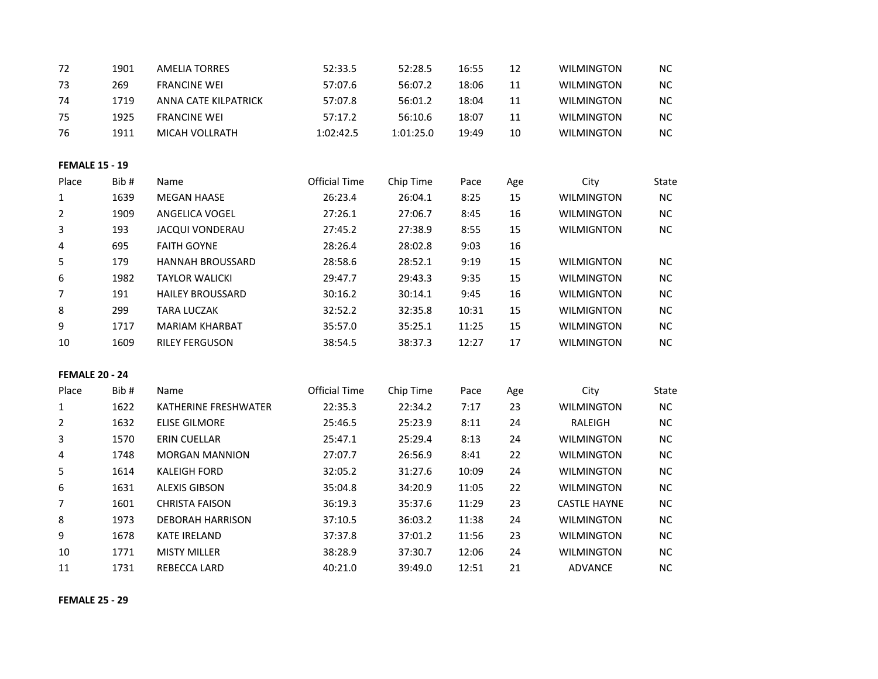| 72 | 1901 | AMELIA TORRES | 52:33.5 | 52:28.5 | 16:55 | 12 | WILMINGTON | NC |
|---|---|---|---|---|---|---|---|---|
| 73 | 269 | FRANCINE WEI | 57:07.6 | 56:07.2 | 18:06 | 11 | WILMINGTON | NC |
| 74 | 1719 | ANNA CATE KILPATRICK | 57:07.8 | 56:01.2 | 18:04 | 11 | WILMINGTON | NC |
| 75 | 1925 | FRANCINE WEI | 57:17.2 | 56:10.6 | 18:07 | 11 | WILMINGTON | NC |
| 76 | 1911 | MICAH VOLLRATH | 1:02:42.5 | 1:01:25.0 | 19:49 | 10 | WILMINGTON | NC |

**FEMALE 15 - 19**

| Place | Bib # | Name | Official Time | Chip Time | Pace | Age | City | State |
|---|---|---|---|---|---|---|---|---|
| 1 | 1639 | MEGAN HAASE | 26:23.4 | 26:04.1 | 8:25 | 15 | WILMINGTON | NC |
| 2 | 1909 | ANGELICA VOGEL | 27:26.1 | 27:06.7 | 8:45 | 16 | WILMINGTON | NC |
| 3 | 193 | JACQUI VONDERAU | 27:45.2 | 27:38.9 | 8:55 | 15 | WILMIGNTON | NC |
| 4 | 695 | FAITH GOYNE | 28:26.4 | 28:02.8 | 9:03 | 16 | | |
| 5 | 179 | HANNAH BROUSSARD | 28:58.6 | 28:52.1 | 9:19 | 15 | WILMIGNTON | NC |
| 6 | 1982 | TAYLOR WALICKI | 29:47.7 | 29:43.3 | 9:35 | 15 | WILMINGTON | NC |
| 7 | 191 | HAILEY BROUSSARD | 30:16.2 | 30:14.1 | 9:45 | 16 | WILMIGNTON | NC |
| 8 | 299 | TARA LUCZAK | 32:52.2 | 32:35.8 | 10:31 | 15 | WILMIGNTON | NC |
| 9 | 1717 | MARIAM KHARBAT | 35:57.0 | 35:25.1 | 11:25 | 15 | WILMINGTON | NC |
| 10 | 1609 | RILEY FERGUSON | 38:54.5 | 38:37.3 | 12:27 | 17 | WILMINGTON | NC |

**FEMALE 20 - 24**

| Place | Bib # | Name | Official Time | Chip Time | Pace | Age | City | State |
|---|---|---|---|---|---|---|---|---|
| 1 | 1622 | KATHERINE FRESHWATER | 22:35.3 | 22:34.2 | 7:17 | 23 | WILMINGTON | NC |
| 2 | 1632 | ELISE GILMORE | 25:46.5 | 25:23.9 | 8:11 | 24 | RALEIGH | NC |
| 3 | 1570 | ERIN CUELLAR | 25:47.1 | 25:29.4 | 8:13 | 24 | WILMINGTON | NC |
| 4 | 1748 | MORGAN MANNION | 27:07.7 | 26:56.9 | 8:41 | 22 | WILMINGTON | NC |
| 5 | 1614 | KALEIGH FORD | 32:05.2 | 31:27.6 | 10:09 | 24 | WILMINGTON | NC |
| 6 | 1631 | ALEXIS GIBSON | 35:04.8 | 34:20.9 | 11:05 | 22 | WILMINGTON | NC |
| 7 | 1601 | CHRISTA FAISON | 36:19.3 | 35:37.6 | 11:29 | 23 | CASTLE HAYNE | NC |
| 8 | 1973 | DEBORAH HARRISON | 37:10.5 | 36:03.2 | 11:38 | 24 | WILMINGTON | NC |
| 9 | 1678 | KATE IRELAND | 37:37.8 | 37:01.2 | 11:56 | 23 | WILMINGTON | NC |
| 10 | 1771 | MISTY MILLER | 38:28.9 | 37:30.7 | 12:06 | 24 | WILMINGTON | NC |
| 11 | 1731 | REBECCA LARD | 40:21.0 | 39:49.0 | 12:51 | 21 | ADVANCE | NC |

**FEMALE 25 - 29**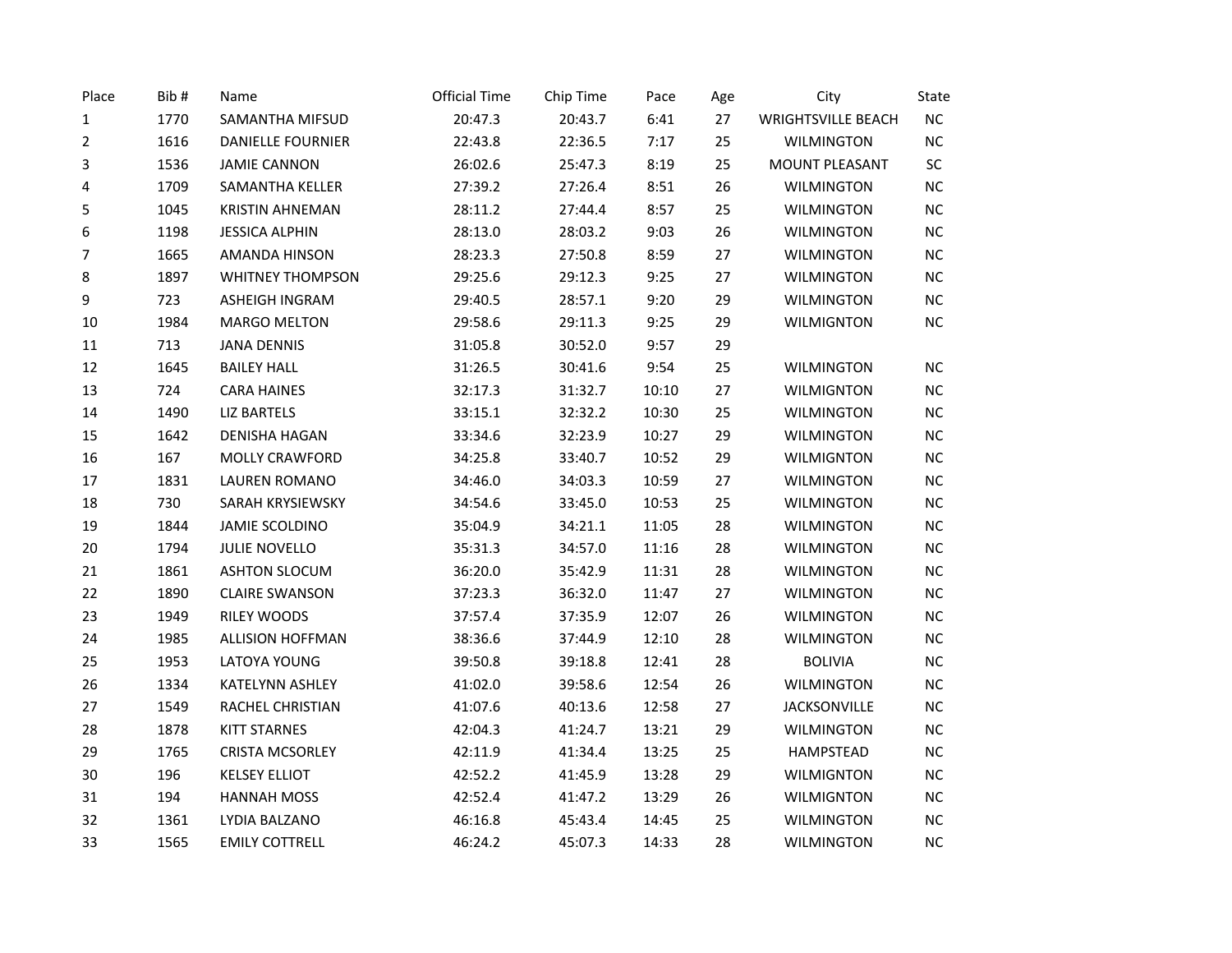| Place | Bib # | Name | Official Time | Chip Time | Pace | Age | City | State |
|---|---|---|---|---|---|---|---|---|
| 1 | 1770 | SAMANTHA MIFSUD | 20:47.3 | 20:43.7 | 6:41 | 27 | WRIGHTSVILLE BEACH | NC |
| 2 | 1616 | DANIELLE FOURNIER | 22:43.8 | 22:36.5 | 7:17 | 25 | WILMINGTON | NC |
| 3 | 1536 | JAMIE CANNON | 26:02.6 | 25:47.3 | 8:19 | 25 | MOUNT PLEASANT | SC |
| 4 | 1709 | SAMANTHA KELLER | 27:39.2 | 27:26.4 | 8:51 | 26 | WILMINGTON | NC |
| 5 | 1045 | KRISTIN AHNEMAN | 28:11.2 | 27:44.4 | 8:57 | 25 | WILMINGTON | NC |
| 6 | 1198 | JESSICA ALPHIN | 28:13.0 | 28:03.2 | 9:03 | 26 | WILMINGTON | NC |
| 7 | 1665 | AMANDA HINSON | 28:23.3 | 27:50.8 | 8:59 | 27 | WILMINGTON | NC |
| 8 | 1897 | WHITNEY THOMPSON | 29:25.6 | 29:12.3 | 9:25 | 27 | WILMINGTON | NC |
| 9 | 723 | ASHEIGH INGRAM | 29:40.5 | 28:57.1 | 9:20 | 29 | WILMINGTON | NC |
| 10 | 1984 | MARGO MELTON | 29:58.6 | 29:11.3 | 9:25 | 29 | WILMIGNTON | NC |
| 11 | 713 | JANA DENNIS | 31:05.8 | 30:52.0 | 9:57 | 29 | | |
| 12 | 1645 | BAILEY HALL | 31:26.5 | 30:41.6 | 9:54 | 25 | WILMINGTON | NC |
| 13 | 724 | CARA HAINES | 32:17.3 | 31:32.7 | 10:10 | 27 | WILMIGNTON | NC |
| 14 | 1490 | LIZ BARTELS | 33:15.1 | 32:32.2 | 10:30 | 25 | WILMINGTON | NC |
| 15 | 1642 | DENISHA HAGAN | 33:34.6 | 32:23.9 | 10:27 | 29 | WILMINGTON | NC |
| 16 | 167 | MOLLY CRAWFORD | 34:25.8 | 33:40.7 | 10:52 | 29 | WILMIGNTON | NC |
| 17 | 1831 | LAUREN ROMANO | 34:46.0 | 34:03.3 | 10:59 | 27 | WILMINGTON | NC |
| 18 | 730 | SARAH KRYSIEWSKY | 34:54.6 | 33:45.0 | 10:53 | 25 | WILMINGTON | NC |
| 19 | 1844 | JAMIE SCOLDINO | 35:04.9 | 34:21.1 | 11:05 | 28 | WILMINGTON | NC |
| 20 | 1794 | JULIE NOVELLO | 35:31.3 | 34:57.0 | 11:16 | 28 | WILMINGTON | NC |
| 21 | 1861 | ASHTON SLOCUM | 36:20.0 | 35:42.9 | 11:31 | 28 | WILMINGTON | NC |
| 22 | 1890 | CLAIRE SWANSON | 37:23.3 | 36:32.0 | 11:47 | 27 | WILMINGTON | NC |
| 23 | 1949 | RILEY WOODS | 37:57.4 | 37:35.9 | 12:07 | 26 | WILMINGTON | NC |
| 24 | 1985 | ALLISION HOFFMAN | 38:36.6 | 37:44.9 | 12:10 | 28 | WILMINGTON | NC |
| 25 | 1953 | LATOYA YOUNG | 39:50.8 | 39:18.8 | 12:41 | 28 | BOLIVIA | NC |
| 26 | 1334 | KATELYNN ASHLEY | 41:02.0 | 39:58.6 | 12:54 | 26 | WILMINGTON | NC |
| 27 | 1549 | RACHEL CHRISTIAN | 41:07.6 | 40:13.6 | 12:58 | 27 | JACKSONVILLE | NC |
| 28 | 1878 | KITT STARNES | 42:04.3 | 41:24.7 | 13:21 | 29 | WILMINGTON | NC |
| 29 | 1765 | CRISTA MCSORLEY | 42:11.9 | 41:34.4 | 13:25 | 25 | HAMPSTEAD | NC |
| 30 | 196 | KELSEY ELLIOT | 42:52.2 | 41:45.9 | 13:28 | 29 | WILMIGNTON | NC |
| 31 | 194 | HANNAH MOSS | 42:52.4 | 41:47.2 | 13:29 | 26 | WILMIGNTON | NC |
| 32 | 1361 | LYDIA BALZANO | 46:16.8 | 45:43.4 | 14:45 | 25 | WILMINGTON | NC |
| 33 | 1565 | EMILY COTTRELL | 46:24.2 | 45:07.3 | 14:33 | 28 | WILMINGTON | NC |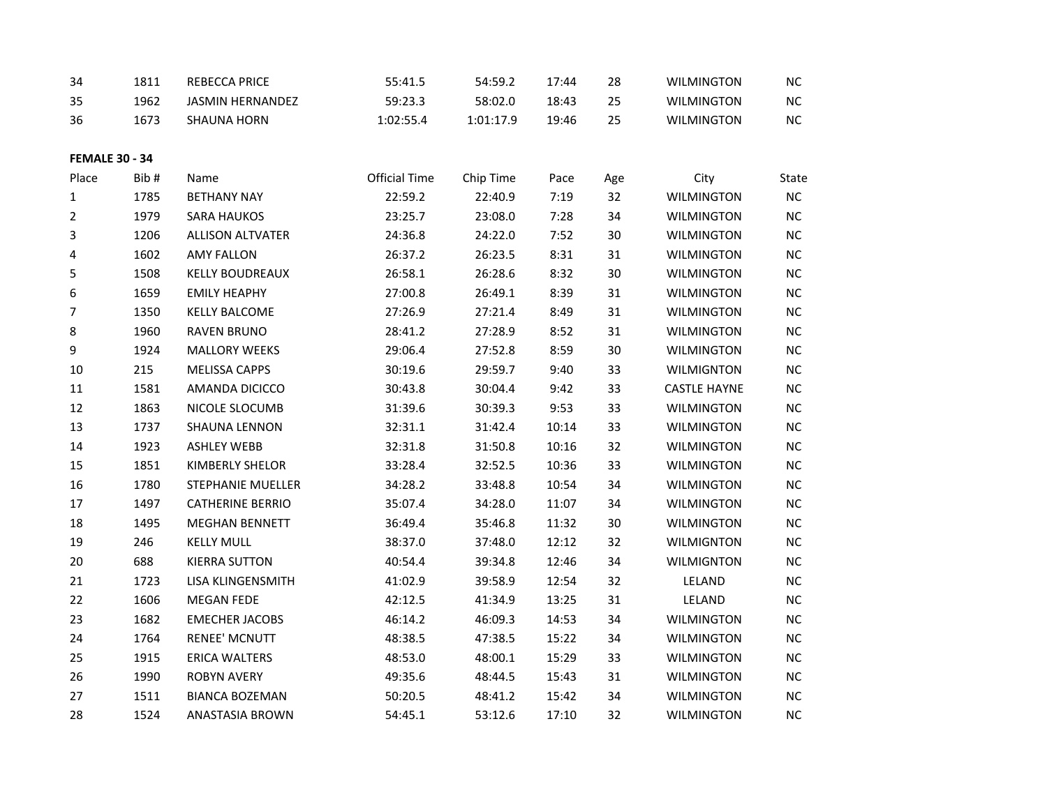| | | | | | | | | |
|---|---|---|---|---|---|---|---|---|
| 34 | 1811 | REBECCA PRICE | 55:41.5 | 54:59.2 | 17:44 | 28 | WILMINGTON | NC |
| 35 | 1962 | JASMIN HERNANDEZ | 59:23.3 | 58:02.0 | 18:43 | 25 | WILMINGTON | NC |
| 36 | 1673 | SHAUNA HORN | 1:02:55.4 | 1:01:17.9 | 19:46 | 25 | WILMINGTON | NC |

**FEMALE 30 - 34**

| Place | Bib # | Name | Official Time | Chip Time | Pace | Age | City | State |
|---|---|---|---|---|---|---|---|---|
| 1 | 1785 | BETHANY NAY | 22:59.2 | 22:40.9 | 7:19 | 32 | WILMINGTON | NC |
| 2 | 1979 | SARA HAUKOS | 23:25.7 | 23:08.0 | 7:28 | 34 | WILMINGTON | NC |
| 3 | 1206 | ALLISON ALTVATER | 24:36.8 | 24:22.0 | 7:52 | 30 | WILMINGTON | NC |
| 4 | 1602 | AMY FALLON | 26:37.2 | 26:23.5 | 8:31 | 31 | WILMINGTON | NC |
| 5 | 1508 | KELLY BOUDREAUX | 26:58.1 | 26:28.6 | 8:32 | 30 | WILMINGTON | NC |
| 6 | 1659 | EMILY HEAPHY | 27:00.8 | 26:49.1 | 8:39 | 31 | WILMINGTON | NC |
| 7 | 1350 | KELLY BALCOME | 27:26.9 | 27:21.4 | 8:49 | 31 | WILMINGTON | NC |
| 8 | 1960 | RAVEN BRUNO | 28:41.2 | 27:28.9 | 8:52 | 31 | WILMINGTON | NC |
| 9 | 1924 | MALLORY WEEKS | 29:06.4 | 27:52.8 | 8:59 | 30 | WILMINGTON | NC |
| 10 | 215 | MELISSA CAPPS | 30:19.6 | 29:59.7 | 9:40 | 33 | WILMIGNTON | NC |
| 11 | 1581 | AMANDA DICICCO | 30:43.8 | 30:04.4 | 9:42 | 33 | CASTLE HAYNE | NC |
| 12 | 1863 | NICOLE SLOCUMB | 31:39.6 | 30:39.3 | 9:53 | 33 | WILMINGTON | NC |
| 13 | 1737 | SHAUNA LENNON | 32:31.1 | 31:42.4 | 10:14 | 33 | WILMINGTON | NC |
| 14 | 1923 | ASHLEY WEBB | 32:31.8 | 31:50.8 | 10:16 | 32 | WILMINGTON | NC |
| 15 | 1851 | KIMBERLY SHELOR | 33:28.4 | 32:52.5 | 10:36 | 33 | WILMINGTON | NC |
| 16 | 1780 | STEPHANIE MUELLER | 34:28.2 | 33:48.8 | 10:54 | 34 | WILMINGTON | NC |
| 17 | 1497 | CATHERINE BERRIO | 35:07.4 | 34:28.0 | 11:07 | 34 | WILMINGTON | NC |
| 18 | 1495 | MEGHAN BENNETT | 36:49.4 | 35:46.8 | 11:32 | 30 | WILMINGTON | NC |
| 19 | 246 | KELLY MULL | 38:37.0 | 37:48.0 | 12:12 | 32 | WILMIGNTON | NC |
| 20 | 688 | KIERRA SUTTON | 40:54.4 | 39:34.8 | 12:46 | 34 | WILMIGNTON | NC |
| 21 | 1723 | LISA KLINGENSMITH | 41:02.9 | 39:58.9 | 12:54 | 32 | LELAND | NC |
| 22 | 1606 | MEGAN FEDE | 42:12.5 | 41:34.9 | 13:25 | 31 | LELAND | NC |
| 23 | 1682 | EMECHER JACOBS | 46:14.2 | 46:09.3 | 14:53 | 34 | WILMINGTON | NC |
| 24 | 1764 | RENEE' MCNUTT | 48:38.5 | 47:38.5 | 15:22 | 34 | WILMINGTON | NC |
| 25 | 1915 | ERICA WALTERS | 48:53.0 | 48:00.1 | 15:29 | 33 | WILMINGTON | NC |
| 26 | 1990 | ROBYN AVERY | 49:35.6 | 48:44.5 | 15:43 | 31 | WILMINGTON | NC |
| 27 | 1511 | BIANCA BOZEMAN | 50:20.5 | 48:41.2 | 15:42 | 34 | WILMINGTON | NC |
| 28 | 1524 | ANASTASIA BROWN | 54:45.1 | 53:12.6 | 17:10 | 32 | WILMINGTON | NC |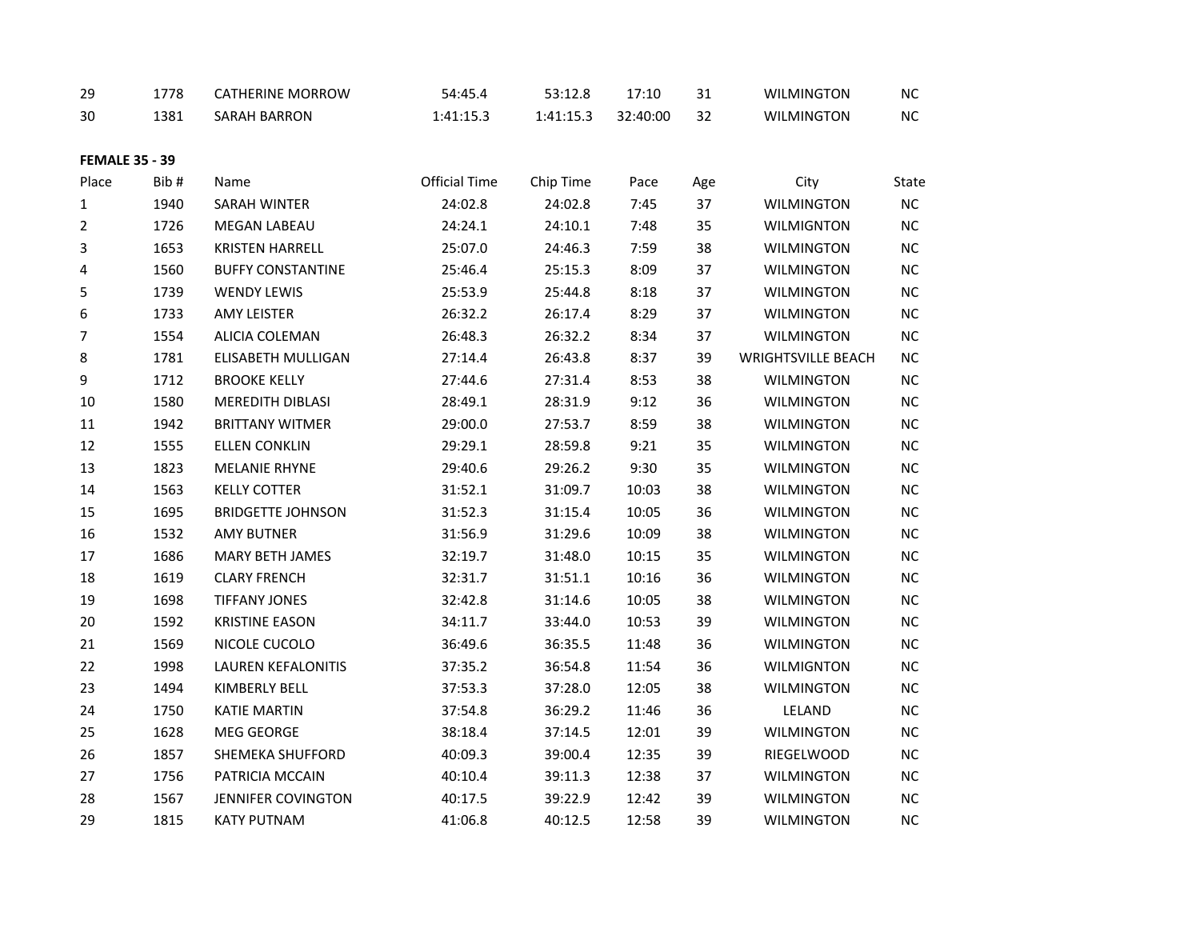| | | | | | | | | |
|---|---|---|---|---|---|---|---|---|
| 29 | 1778 | CATHERINE MORROW | 54:45.4 | 53:12.8 | 17:10 | 31 | WILMINGTON | NC |
| 30 | 1381 | SARAH BARRON | 1:41:15.3 | 1:41:15.3 | 32:40:00 | 32 | WILMINGTON | NC |

**FEMALE 35 - 39**

| Place | Bib # | Name | Official Time | Chip Time | Pace | Age | City | State |
|---|---|---|---|---|---|---|---|---|
| 1 | 1940 | SARAH WINTER | 24:02.8 | 24:02.8 | 7:45 | 37 | WILMINGTON | NC |
| 2 | 1726 | MEGAN LABEAU | 24:24.1 | 24:10.1 | 7:48 | 35 | WILMIGNTON | NC |
| 3 | 1653 | KRISTEN HARRELL | 25:07.0 | 24:46.3 | 7:59 | 38 | WILMINGTON | NC |
| 4 | 1560 | BUFFY CONSTANTINE | 25:46.4 | 25:15.3 | 8:09 | 37 | WILMINGTON | NC |
| 5 | 1739 | WENDY LEWIS | 25:53.9 | 25:44.8 | 8:18 | 37 | WILMINGTON | NC |
| 6 | 1733 | AMY LEISTER | 26:32.2 | 26:17.4 | 8:29 | 37 | WILMINGTON | NC |
| 7 | 1554 | ALICIA COLEMAN | 26:48.3 | 26:32.2 | 8:34 | 37 | WILMINGTON | NC |
| 8 | 1781 | ELISABETH MULLIGAN | 27:14.4 | 26:43.8 | 8:37 | 39 | WRIGHTSVILLE BEACH | NC |
| 9 | 1712 | BROOKE KELLY | 27:44.6 | 27:31.4 | 8:53 | 38 | WILMINGTON | NC |
| 10 | 1580 | MEREDITH DIBLASI | 28:49.1 | 28:31.9 | 9:12 | 36 | WILMINGTON | NC |
| 11 | 1942 | BRITTANY WITMER | 29:00.0 | 27:53.7 | 8:59 | 38 | WILMINGTON | NC |
| 12 | 1555 | ELLEN CONKLIN | 29:29.1 | 28:59.8 | 9:21 | 35 | WILMINGTON | NC |
| 13 | 1823 | MELANIE RHYNE | 29:40.6 | 29:26.2 | 9:30 | 35 | WILMINGTON | NC |
| 14 | 1563 | KELLY COTTER | 31:52.1 | 31:09.7 | 10:03 | 38 | WILMINGTON | NC |
| 15 | 1695 | BRIDGETTE JOHNSON | 31:52.3 | 31:15.4 | 10:05 | 36 | WILMINGTON | NC |
| 16 | 1532 | AMY BUTNER | 31:56.9 | 31:29.6 | 10:09 | 38 | WILMINGTON | NC |
| 17 | 1686 | MARY BETH JAMES | 32:19.7 | 31:48.0 | 10:15 | 35 | WILMINGTON | NC |
| 18 | 1619 | CLARY FRENCH | 32:31.7 | 31:51.1 | 10:16 | 36 | WILMINGTON | NC |
| 19 | 1698 | TIFFANY JONES | 32:42.8 | 31:14.6 | 10:05 | 38 | WILMINGTON | NC |
| 20 | 1592 | KRISTINE EASON | 34:11.7 | 33:44.0 | 10:53 | 39 | WILMINGTON | NC |
| 21 | 1569 | NICOLE CUCOLO | 36:49.6 | 36:35.5 | 11:48 | 36 | WILMINGTON | NC |
| 22 | 1998 | LAUREN KEFALONITIS | 37:35.2 | 36:54.8 | 11:54 | 36 | WILMIGNTON | NC |
| 23 | 1494 | KIMBERLY BELL | 37:53.3 | 37:28.0 | 12:05 | 38 | WILMINGTON | NC |
| 24 | 1750 | KATIE MARTIN | 37:54.8 | 36:29.2 | 11:46 | 36 | LELAND | NC |
| 25 | 1628 | MEG GEORGE | 38:18.4 | 37:14.5 | 12:01 | 39 | WILMINGTON | NC |
| 26 | 1857 | SHEMEKA SHUFFORD | 40:09.3 | 39:00.4 | 12:35 | 39 | RIEGELWOOD | NC |
| 27 | 1756 | PATRICIA MCCAIN | 40:10.4 | 39:11.3 | 12:38 | 37 | WILMINGTON | NC |
| 28 | 1567 | JENNIFER COVINGTON | 40:17.5 | 39:22.9 | 12:42 | 39 | WILMINGTON | NC |
| 29 | 1815 | KATY PUTNAM | 41:06.8 | 40:12.5 | 12:58 | 39 | WILMINGTON | NC |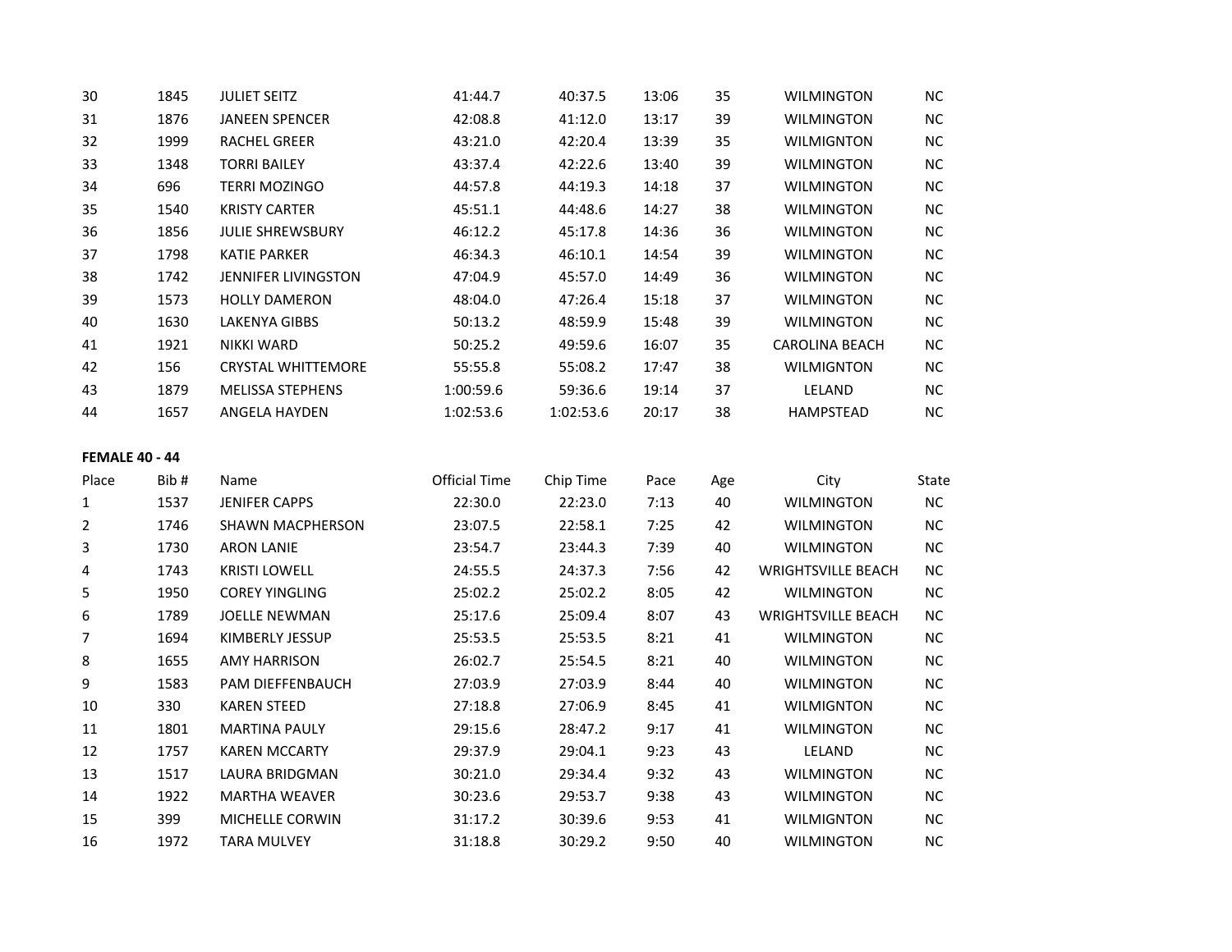| | | | | | | | | | |
|---|---|---|---|---|---|---|---|---|---|
| 30 | 1845 | JULIET SEITZ | 41:44.7 | 40:37.5 | 13:06 | 35 | WILMINGTON | NC |
| 31 | 1876 | JANEEN SPENCER | 42:08.8 | 41:12.0 | 13:17 | 39 | WILMINGTON | NC |
| 32 | 1999 | RACHEL GREER | 43:21.0 | 42:20.4 | 13:39 | 35 | WILMIGNTON | NC |
| 33 | 1348 | TORRI BAILEY | 43:37.4 | 42:22.6 | 13:40 | 39 | WILMINGTON | NC |
| 34 | 696 | TERRI MOZINGO | 44:57.8 | 44:19.3 | 14:18 | 37 | WILMINGTON | NC |
| 35 | 1540 | KRISTY CARTER | 45:51.1 | 44:48.6 | 14:27 | 38 | WILMINGTON | NC |
| 36 | 1856 | JULIE SHREWSBURY | 46:12.2 | 45:17.8 | 14:36 | 36 | WILMINGTON | NC |
| 37 | 1798 | KATIE PARKER | 46:34.3 | 46:10.1 | 14:54 | 39 | WILMINGTON | NC |
| 38 | 1742 | JENNIFER LIVINGSTON | 47:04.9 | 45:57.0 | 14:49 | 36 | WILMINGTON | NC |
| 39 | 1573 | HOLLY DAMERON | 48:04.0 | 47:26.4 | 15:18 | 37 | WILMINGTON | NC |
| 40 | 1630 | LAKENYA GIBBS | 50:13.2 | 48:59.9 | 15:48 | 39 | WILMINGTON | NC |
| 41 | 1921 | NIKKI WARD | 50:25.2 | 49:59.6 | 16:07 | 35 | CAROLINA BEACH | NC |
| 42 | 156 | CRYSTAL WHITTEMORE | 55:55.8 | 55:08.2 | 17:47 | 38 | WILMIGNTON | NC |
| 43 | 1879 | MELISSA STEPHENS | 1:00:59.6 | 59:36.6 | 19:14 | 37 | LELAND | NC |
| 44 | 1657 | ANGELA HAYDEN | 1:02:53.6 | 1:02:53.6 | 20:17 | 38 | HAMPSTEAD | NC |

**FEMALE 40 - 44**

| Place | Bib # | Name | Official Time | Chip Time | Pace | Age | City | State |
|---|---|---|---|---|---|---|---|---|
| 1 | 1537 | JENIFER CAPPS | 22:30.0 | 22:23.0 | 7:13 | 40 | WILMINGTON | NC |
| 2 | 1746 | SHAWN MACPHERSON | 23:07.5 | 22:58.1 | 7:25 | 42 | WILMINGTON | NC |
| 3 | 1730 | ARON LANIE | 23:54.7 | 23:44.3 | 7:39 | 40 | WILMINGTON | NC |
| 4 | 1743 | KRISTI LOWELL | 24:55.5 | 24:37.3 | 7:56 | 42 | WRIGHTSVILLE BEACH | NC |
| 5 | 1950 | COREY YINGLING | 25:02.2 | 25:02.2 | 8:05 | 42 | WILMINGTON | NC |
| 6 | 1789 | JOELLE NEWMAN | 25:17.6 | 25:09.4 | 8:07 | 43 | WRIGHTSVILLE BEACH | NC |
| 7 | 1694 | KIMBERLY JESSUP | 25:53.5 | 25:53.5 | 8:21 | 41 | WILMINGTON | NC |
| 8 | 1655 | AMY HARRISON | 26:02.7 | 25:54.5 | 8:21 | 40 | WILMINGTON | NC |
| 9 | 1583 | PAM DIEFFENBAUCH | 27:03.9 | 27:03.9 | 8:44 | 40 | WILMINGTON | NC |
| 10 | 330 | KAREN STEED | 27:18.8 | 27:06.9 | 8:45 | 41 | WILMIGNTON | NC |
| 11 | 1801 | MARTINA PAULY | 29:15.6 | 28:47.2 | 9:17 | 41 | WILMINGTON | NC |
| 12 | 1757 | KAREN MCCARTY | 29:37.9 | 29:04.1 | 9:23 | 43 | LELAND | NC |
| 13 | 1517 | LAURA BRIDGMAN | 30:21.0 | 29:34.4 | 9:32 | 43 | WILMINGTON | NC |
| 14 | 1922 | MARTHA WEAVER | 30:23.6 | 29:53.7 | 9:38 | 43 | WILMINGTON | NC |
| 15 | 399 | MICHELLE CORWIN | 31:17.2 | 30:39.6 | 9:53 | 41 | WILMIGNTON | NC |
| 16 | 1972 | TARA MULVEY | 31:18.8 | 30:29.2 | 9:50 | 40 | WILMINGTON | NC |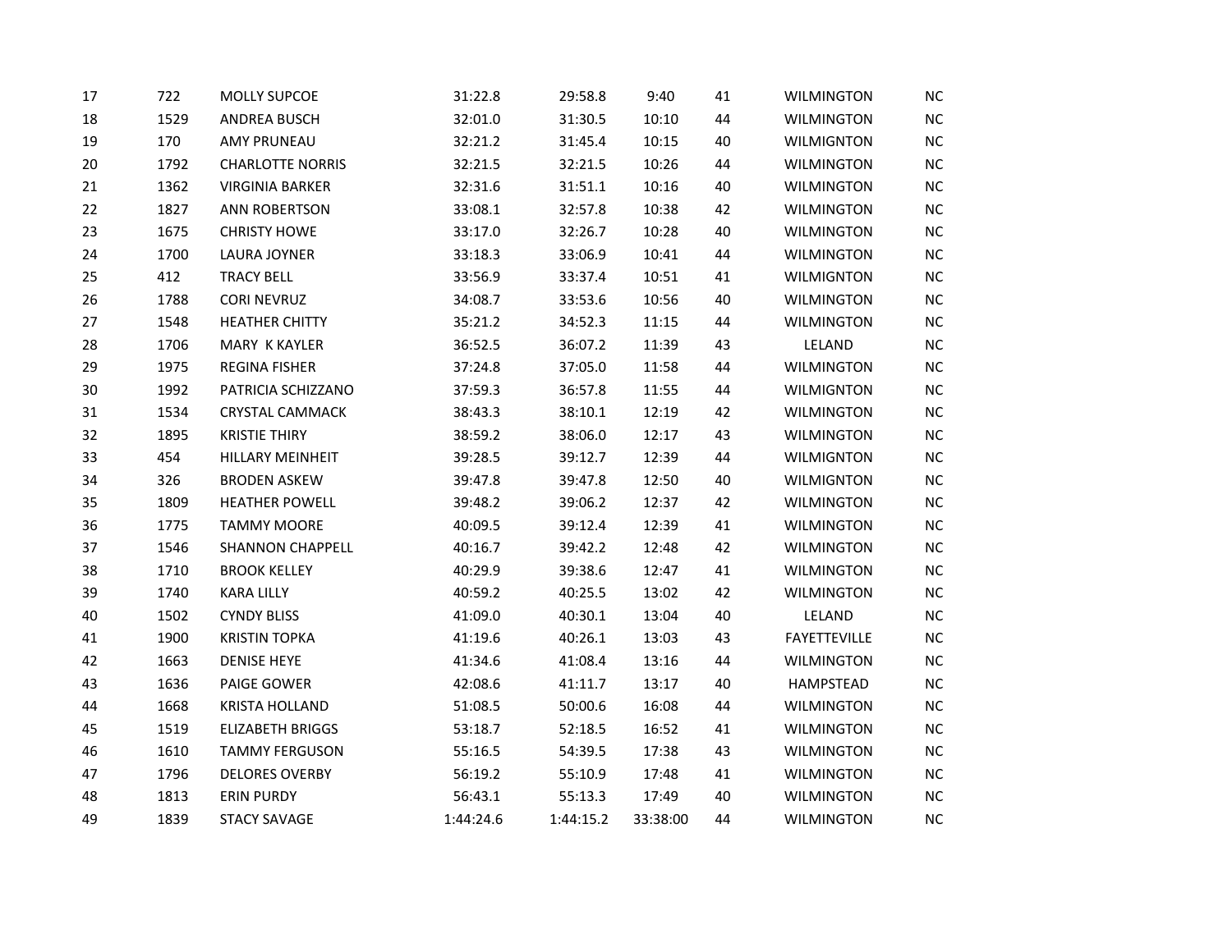| | | | | | | | | |
|---|---|---|---|---|---|---|---|---|
| 17 | 722 | MOLLY SUPCOE | 31:22.8 | 29:58.8 | 9:40 | 41 | WILMINGTON | NC |
| 18 | 1529 | ANDREA BUSCH | 32:01.0 | 31:30.5 | 10:10 | 44 | WILMINGTON | NC |
| 19 | 170 | AMY PRUNEAU | 32:21.2 | 31:45.4 | 10:15 | 40 | WILMIGNTON | NC |
| 20 | 1792 | CHARLOTTE NORRIS | 32:21.5 | 32:21.5 | 10:26 | 44 | WILMINGTON | NC |
| 21 | 1362 | VIRGINIA BARKER | 32:31.6 | 31:51.1 | 10:16 | 40 | WILMINGTON | NC |
| 22 | 1827 | ANN ROBERTSON | 33:08.1 | 32:57.8 | 10:38 | 42 | WILMINGTON | NC |
| 23 | 1675 | CHRISTY HOWE | 33:17.0 | 32:26.7 | 10:28 | 40 | WILMINGTON | NC |
| 24 | 1700 | LAURA JOYNER | 33:18.3 | 33:06.9 | 10:41 | 44 | WILMINGTON | NC |
| 25 | 412 | TRACY BELL | 33:56.9 | 33:37.4 | 10:51 | 41 | WILMIGNTON | NC |
| 26 | 1788 | CORI NEVRUZ | 34:08.7 | 33:53.6 | 10:56 | 40 | WILMINGTON | NC |
| 27 | 1548 | HEATHER CHITTY | 35:21.2 | 34:52.3 | 11:15 | 44 | WILMINGTON | NC |
| 28 | 1706 | MARY K KAYLER | 36:52.5 | 36:07.2 | 11:39 | 43 | LELAND | NC |
| 29 | 1975 | REGINA FISHER | 37:24.8 | 37:05.0 | 11:58 | 44 | WILMINGTON | NC |
| 30 | 1992 | PATRICIA SCHIZZANO | 37:59.3 | 36:57.8 | 11:55 | 44 | WILMIGNTON | NC |
| 31 | 1534 | CRYSTAL CAMMACK | 38:43.3 | 38:10.1 | 12:19 | 42 | WILMINGTON | NC |
| 32 | 1895 | KRISTIE THIRY | 38:59.2 | 38:06.0 | 12:17 | 43 | WILMINGTON | NC |
| 33 | 454 | HILLARY MEINHEIT | 39:28.5 | 39:12.7 | 12:39 | 44 | WILMIGNTON | NC |
| 34 | 326 | BRODEN ASKEW | 39:47.8 | 39:47.8 | 12:50 | 40 | WILMIGNTON | NC |
| 35 | 1809 | HEATHER POWELL | 39:48.2 | 39:06.2 | 12:37 | 42 | WILMINGTON | NC |
| 36 | 1775 | TAMMY MOORE | 40:09.5 | 39:12.4 | 12:39 | 41 | WILMINGTON | NC |
| 37 | 1546 | SHANNON CHAPPELL | 40:16.7 | 39:42.2 | 12:48 | 42 | WILMINGTON | NC |
| 38 | 1710 | BROOK KELLEY | 40:29.9 | 39:38.6 | 12:47 | 41 | WILMINGTON | NC |
| 39 | 1740 | KARA LILLY | 40:59.2 | 40:25.5 | 13:02 | 42 | WILMINGTON | NC |
| 40 | 1502 | CYNDY BLISS | 41:09.0 | 40:30.1 | 13:04 | 40 | LELAND | NC |
| 41 | 1900 | KRISTIN TOPKA | 41:19.6 | 40:26.1 | 13:03 | 43 | FAYETTEVILLE | NC |
| 42 | 1663 | DENISE HEYE | 41:34.6 | 41:08.4 | 13:16 | 44 | WILMINGTON | NC |
| 43 | 1636 | PAIGE GOWER | 42:08.6 | 41:11.7 | 13:17 | 40 | HAMPSTEAD | NC |
| 44 | 1668 | KRISTA HOLLAND | 51:08.5 | 50:00.6 | 16:08 | 44 | WILMINGTON | NC |
| 45 | 1519 | ELIZABETH BRIGGS | 53:18.7 | 52:18.5 | 16:52 | 41 | WILMINGTON | NC |
| 46 | 1610 | TAMMY FERGUSON | 55:16.5 | 54:39.5 | 17:38 | 43 | WILMINGTON | NC |
| 47 | 1796 | DELORES OVERBY | 56:19.2 | 55:10.9 | 17:48 | 41 | WILMINGTON | NC |
| 48 | 1813 | ERIN PURDY | 56:43.1 | 55:13.3 | 17:49 | 40 | WILMINGTON | NC |
| 49 | 1839 | STACY SAVAGE | 1:44:24.6 | 1:44:15.2 | 33:38:00 | 44 | WILMINGTON | NC |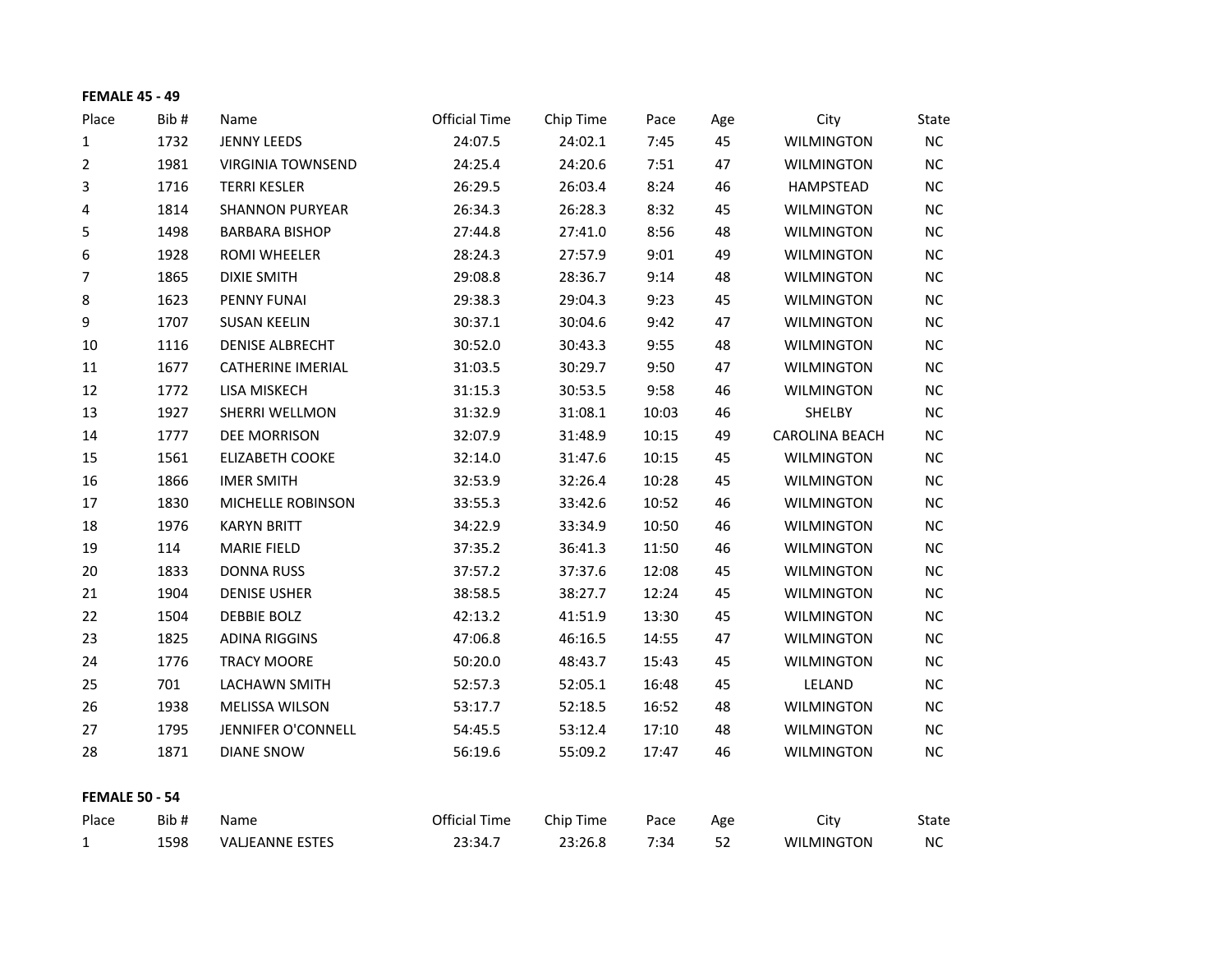**FEMALE 45 - 49**

| Place | Bib # | Name | Official Time | Chip Time | Pace | Age | City | State |
|---|---|---|---|---|---|---|---|---|
| 1 | 1732 | JENNY LEEDS | 24:07.5 | 24:02.1 | 7:45 | 45 | WILMINGTON | NC |
| 2 | 1981 | VIRGINIA TOWNSEND | 24:25.4 | 24:20.6 | 7:51 | 47 | WILMINGTON | NC |
| 3 | 1716 | TERRI KESLER | 26:29.5 | 26:03.4 | 8:24 | 46 | HAMPSTEAD | NC |
| 4 | 1814 | SHANNON PURYEAR | 26:34.3 | 26:28.3 | 8:32 | 45 | WILMINGTON | NC |
| 5 | 1498 | BARBARA BISHOP | 27:44.8 | 27:41.0 | 8:56 | 48 | WILMINGTON | NC |
| 6 | 1928 | ROMI WHEELER | 28:24.3 | 27:57.9 | 9:01 | 49 | WILMINGTON | NC |
| 7 | 1865 | DIXIE SMITH | 29:08.8 | 28:36.7 | 9:14 | 48 | WILMINGTON | NC |
| 8 | 1623 | PENNY FUNAI | 29:38.3 | 29:04.3 | 9:23 | 45 | WILMINGTON | NC |
| 9 | 1707 | SUSAN KEELIN | 30:37.1 | 30:04.6 | 9:42 | 47 | WILMINGTON | NC |
| 10 | 1116 | DENISE ALBRECHT | 30:52.0 | 30:43.3 | 9:55 | 48 | WILMINGTON | NC |
| 11 | 1677 | CATHERINE IMERIAL | 31:03.5 | 30:29.7 | 9:50 | 47 | WILMINGTON | NC |
| 12 | 1772 | LISA MISKECH | 31:15.3 | 30:53.5 | 9:58 | 46 | WILMINGTON | NC |
| 13 | 1927 | SHERRI WELLMON | 31:32.9 | 31:08.1 | 10:03 | 46 | SHELBY | NC |
| 14 | 1777 | DEE MORRISON | 32:07.9 | 31:48.9 | 10:15 | 49 | CAROLINA BEACH | NC |
| 15 | 1561 | ELIZABETH COOKE | 32:14.0 | 31:47.6 | 10:15 | 45 | WILMINGTON | NC |
| 16 | 1866 | IMER SMITH | 32:53.9 | 32:26.4 | 10:28 | 45 | WILMINGTON | NC |
| 17 | 1830 | MICHELLE ROBINSON | 33:55.3 | 33:42.6 | 10:52 | 46 | WILMINGTON | NC |
| 18 | 1976 | KARYN BRITT | 34:22.9 | 33:34.9 | 10:50 | 46 | WILMINGTON | NC |
| 19 | 114 | MARIE FIELD | 37:35.2 | 36:41.3 | 11:50 | 46 | WILMINGTON | NC |
| 20 | 1833 | DONNA RUSS | 37:57.2 | 37:37.6 | 12:08 | 45 | WILMINGTON | NC |
| 21 | 1904 | DENISE USHER | 38:58.5 | 38:27.7 | 12:24 | 45 | WILMINGTON | NC |
| 22 | 1504 | DEBBIE BOLZ | 42:13.2 | 41:51.9 | 13:30 | 45 | WILMINGTON | NC |
| 23 | 1825 | ADINA RIGGINS | 47:06.8 | 46:16.5 | 14:55 | 47 | WILMINGTON | NC |
| 24 | 1776 | TRACY MOORE | 50:20.0 | 48:43.7 | 15:43 | 45 | WILMINGTON | NC |
| 25 | 701 | LACHAWN SMITH | 52:57.3 | 52:05.1 | 16:48 | 45 | LELAND | NC |
| 26 | 1938 | MELISSA WILSON | 53:17.7 | 52:18.5 | 16:52 | 48 | WILMINGTON | NC |
| 27 | 1795 | JENNIFER O'CONNELL | 54:45.5 | 53:12.4 | 17:10 | 48 | WILMINGTON | NC |
| 28 | 1871 | DIANE SNOW | 56:19.6 | 55:09.2 | 17:47 | 46 | WILMINGTON | NC |

**FEMALE 50 - 54**

| Place | Bib # | Name | Official Time | Chip Time | Pace | Age | City | State |
|---|---|---|---|---|---|---|---|---|
| 1 | 1598 | VALJEANNE ESTES | 23:34.7 | 23:26.8 | 7:34 | 52 | WILMINGTON | NC |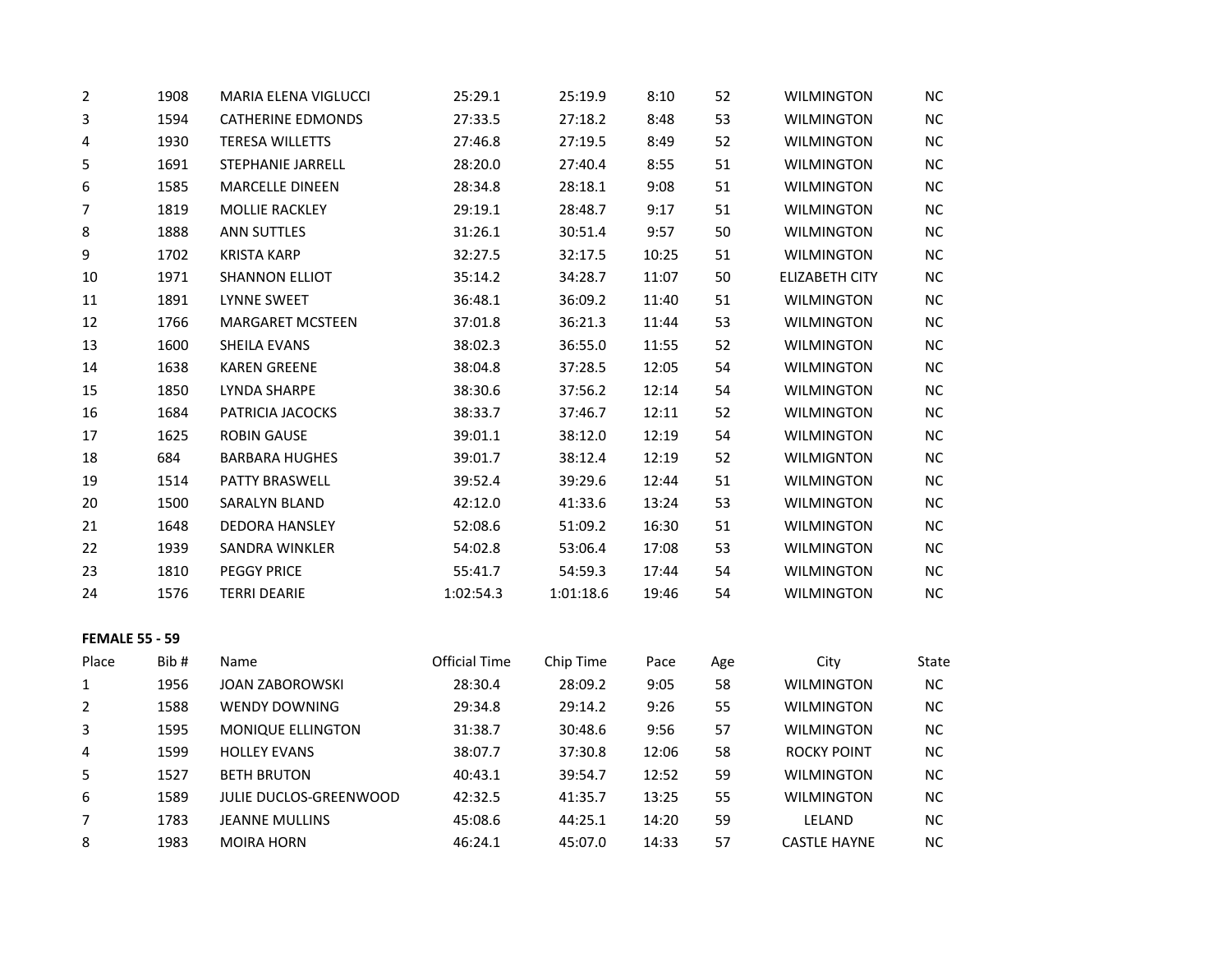| Place | Bib # | Name | Official Time | Chip Time | Pace | Age | City | State |
|---|---|---|---|---|---|---|---|---|
| 2 | 1908 | MARIA ELENA VIGLUCCI | 25:29.1 | 25:19.9 | 8:10 | 52 | WILMINGTON | NC |
| 3 | 1594 | CATHERINE EDMONDS | 27:33.5 | 27:18.2 | 8:48 | 53 | WILMINGTON | NC |
| 4 | 1930 | TERESA WILLETTS | 27:46.8 | 27:19.5 | 8:49 | 52 | WILMINGTON | NC |
| 5 | 1691 | STEPHANIE JARRELL | 28:20.0 | 27:40.4 | 8:55 | 51 | WILMINGTON | NC |
| 6 | 1585 | MARCELLE DINEEN | 28:34.8 | 28:18.1 | 9:08 | 51 | WILMINGTON | NC |
| 7 | 1819 | MOLLIE RACKLEY | 29:19.1 | 28:48.7 | 9:17 | 51 | WILMINGTON | NC |
| 8 | 1888 | ANN SUTTLES | 31:26.1 | 30:51.4 | 9:57 | 50 | WILMINGTON | NC |
| 9 | 1702 | KRISTA KARP | 32:27.5 | 32:17.5 | 10:25 | 51 | WILMINGTON | NC |
| 10 | 1971 | SHANNON ELLIOT | 35:14.2 | 34:28.7 | 11:07 | 50 | ELIZABETH CITY | NC |
| 11 | 1891 | LYNNE SWEET | 36:48.1 | 36:09.2 | 11:40 | 51 | WILMINGTON | NC |
| 12 | 1766 | MARGARET MCSTEEN | 37:01.8 | 36:21.3 | 11:44 | 53 | WILMINGTON | NC |
| 13 | 1600 | SHEILA EVANS | 38:02.3 | 36:55.0 | 11:55 | 52 | WILMINGTON | NC |
| 14 | 1638 | KAREN GREENE | 38:04.8 | 37:28.5 | 12:05 | 54 | WILMINGTON | NC |
| 15 | 1850 | LYNDA SHARPE | 38:30.6 | 37:56.2 | 12:14 | 54 | WILMINGTON | NC |
| 16 | 1684 | PATRICIA JACOCKS | 38:33.7 | 37:46.7 | 12:11 | 52 | WILMINGTON | NC |
| 17 | 1625 | ROBIN GAUSE | 39:01.1 | 38:12.0 | 12:19 | 54 | WILMINGTON | NC |
| 18 | 684 | BARBARA HUGHES | 39:01.7 | 38:12.4 | 12:19 | 52 | WILMIGNTON | NC |
| 19 | 1514 | PATTY BRASWELL | 39:52.4 | 39:29.6 | 12:44 | 51 | WILMINGTON | NC |
| 20 | 1500 | SARALYN BLAND | 42:12.0 | 41:33.6 | 13:24 | 53 | WILMINGTON | NC |
| 21 | 1648 | DEDORA HANSLEY | 52:08.6 | 51:09.2 | 16:30 | 51 | WILMINGTON | NC |
| 22 | 1939 | SANDRA WINKLER | 54:02.8 | 53:06.4 | 17:08 | 53 | WILMINGTON | NC |
| 23 | 1810 | PEGGY PRICE | 55:41.7 | 54:59.3 | 17:44 | 54 | WILMINGTON | NC |
| 24 | 1576 | TERRI DEARIE | 1:02:54.3 | 1:01:18.6 | 19:46 | 54 | WILMINGTON | NC |

**FEMALE 55 - 59**

| Place | Bib # | Name | Official Time | Chip Time | Pace | Age | City | State |
|---|---|---|---|---|---|---|---|---|
| 1 | 1956 | JOAN ZABOROWSKI | 28:30.4 | 28:09.2 | 9:05 | 58 | WILMINGTON | NC |
| 2 | 1588 | WENDY DOWNING | 29:34.8 | 29:14.2 | 9:26 | 55 | WILMINGTON | NC |
| 3 | 1595 | MONIQUE ELLINGTON | 31:38.7 | 30:48.6 | 9:56 | 57 | WILMINGTON | NC |
| 4 | 1599 | HOLLEY EVANS | 38:07.7 | 37:30.8 | 12:06 | 58 | ROCKY POINT | NC |
| 5 | 1527 | BETH BRUTON | 40:43.1 | 39:54.7 | 12:52 | 59 | WILMINGTON | NC |
| 6 | 1589 | JULIE DUCLOS-GREENWOOD | 42:32.5 | 41:35.7 | 13:25 | 55 | WILMINGTON | NC |
| 7 | 1783 | JEANNE MULLINS | 45:08.6 | 44:25.1 | 14:20 | 59 | LELAND | NC |
| 8 | 1983 | MOIRA HORN | 46:24.1 | 45:07.0 | 14:33 | 57 | CASTLE HAYNE | NC |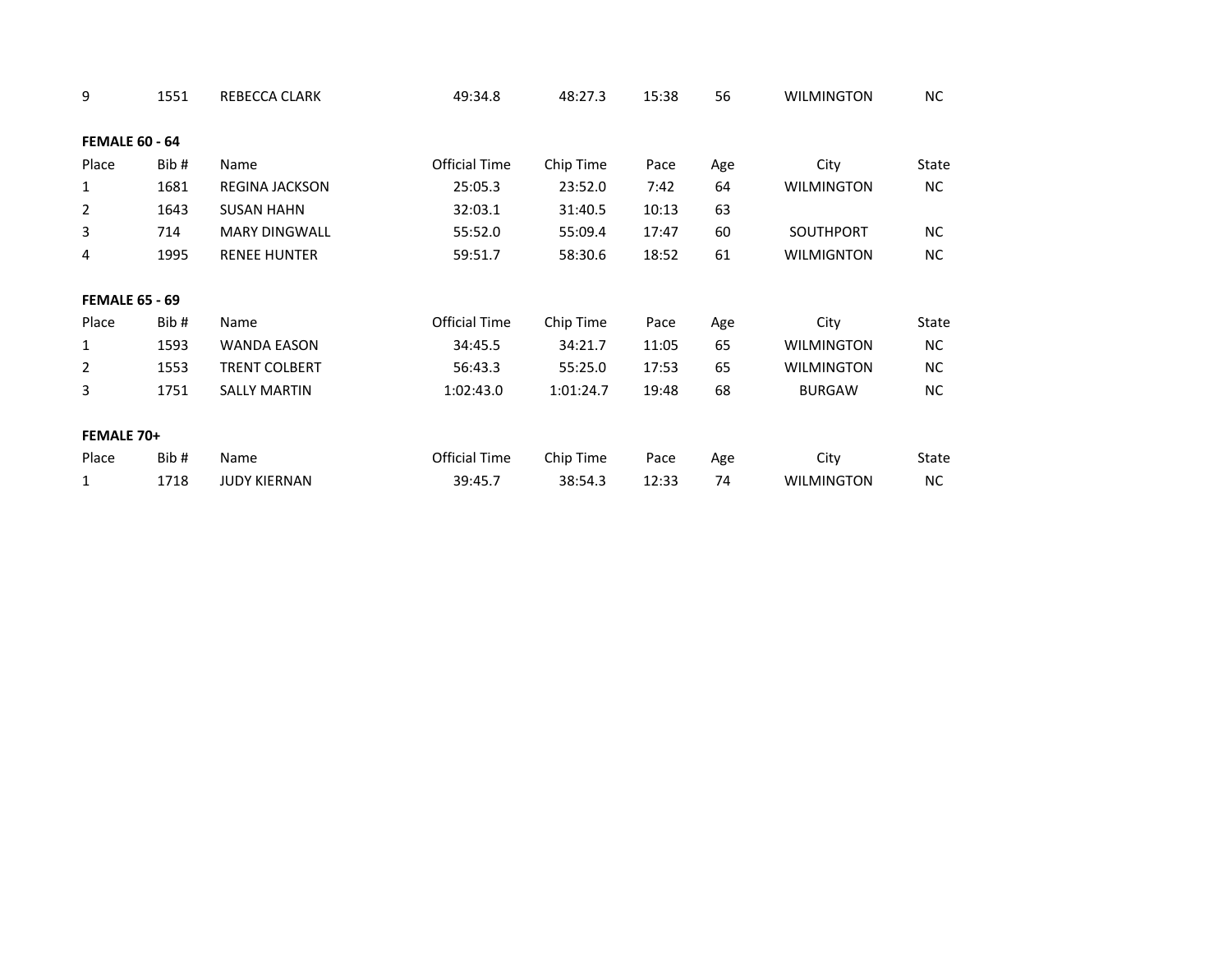| | | | | | | | | |
|---|---|---|---|---|---|---|---|---|
| 9 | 1551 | REBECCA CLARK | 49:34.8 | 48:27.3 | 15:38 | 56 | WILMINGTON | NC |

**FEMALE 60 - 64**

| Place | Bib # | Name | Official Time | Chip Time | Pace | Age | City | State |
|---|---|---|---|---|---|---|---|---|
| 1 | 1681 | REGINA JACKSON | 25:05.3 | 23:52.0 | 7:42 | 64 | WILMINGTON | NC |
| 2 | 1643 | SUSAN HAHN | 32:03.1 | 31:40.5 | 10:13 | 63 | | |
| 3 | 714 | MARY DINGWALL | 55:52.0 | 55:09.4 | 17:47 | 60 | SOUTHPORT | NC |
| 4 | 1995 | RENEE HUNTER | 59:51.7 | 58:30.6 | 18:52 | 61 | WILMIGNTON | NC |

**FEMALE 65 - 69**

| Place | Bib # | Name | Official Time | Chip Time | Pace | Age | City | State |
|---|---|---|---|---|---|---|---|---|
| 1 | 1593 | WANDA EASON | 34:45.5 | 34:21.7 | 11:05 | 65 | WILMINGTON | NC |
| 2 | 1553 | TRENT COLBERT | 56:43.3 | 55:25.0 | 17:53 | 65 | WILMINGTON | NC |
| 3 | 1751 | SALLY MARTIN | 1:02:43.0 | 1:01:24.7 | 19:48 | 68 | BURGAW | NC |

**FEMALE 70+**

| Place | Bib # | Name | Official Time | Chip Time | Pace | Age | City | State |
|---|---|---|---|---|---|---|---|---|
| 1 | 1718 | JUDY KIERNAN | 39:45.7 | 38:54.3 | 12:33 | 74 | WILMINGTON | NC |